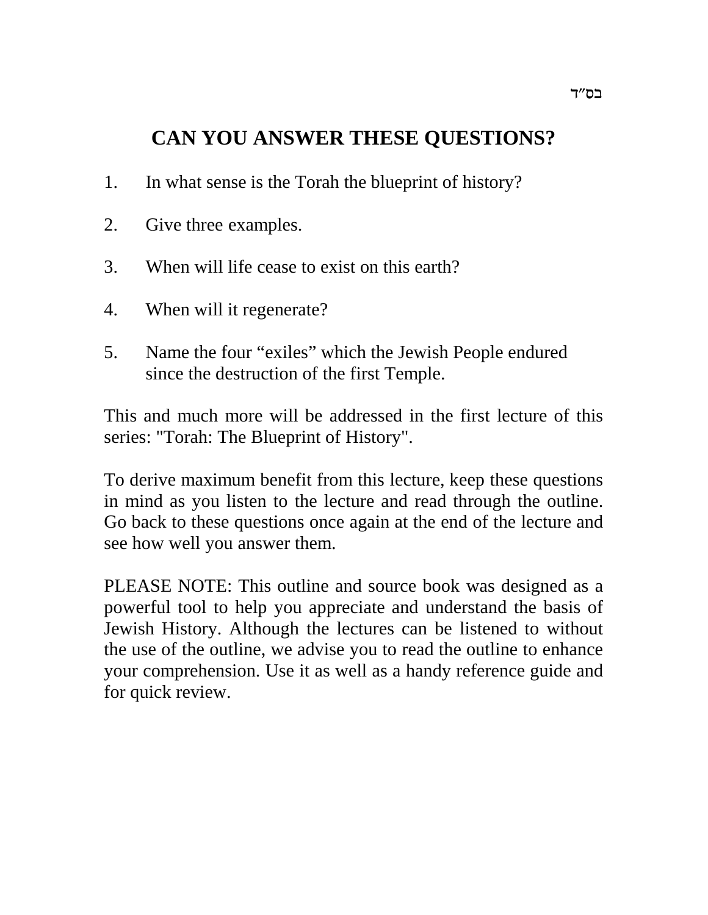בס"ד

# CAN YOU ANSWER THESE QUESTIONS?

1. In what sense is the Torah the blueprint of history?

2. Give three examples.

3. When will life cease to exist on this earth?

4. When will it regenerate?

5. Name the four "exiles" which the Jewish People endured since the destruction of the first Temple.

This and much more will be addressed in the first lecture of this series: "Torah: The Blueprint of History".

To derive maximum benefit from this lecture, keep these questions in mind as you listen to the lecture and read through the outline. Go back to these questions once again at the end of the lecture and see how well you answer them.

PLEASE NOTE: This outline and source book was designed as a powerful tool to help you appreciate and understand the basis of Jewish History. Although the lectures can be listened to without the use of the outline, we advise you to read the outline to enhance your comprehension. Use it as well as a handy reference guide and for quick review.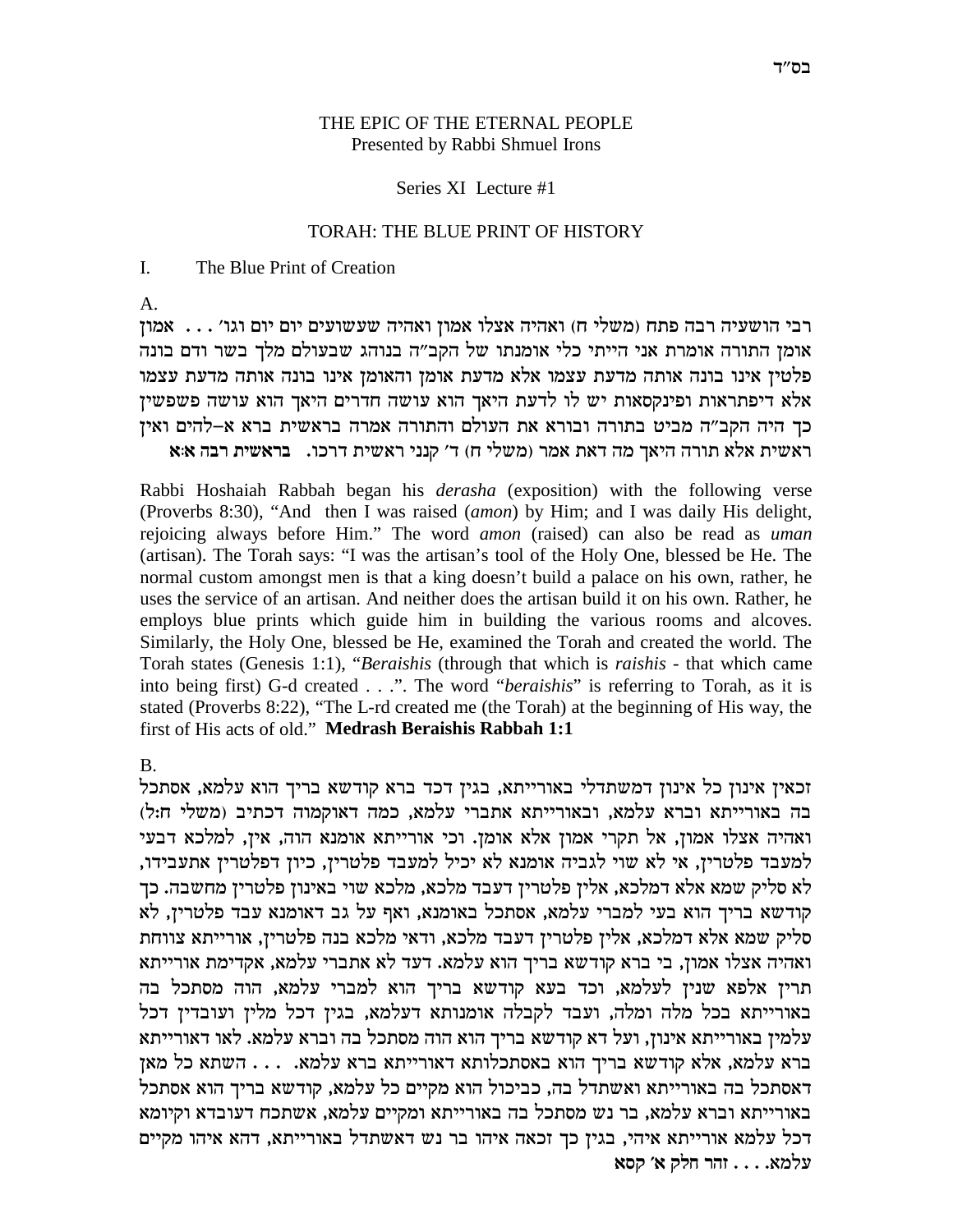# THE EPIC OF THE ETERNAL PEOPLE
Presented by Rabbi Shmuel Irons

Series XI Lecture #1

## TORAH: THE BLUE PRINT OF HISTORY

### I. The Blue Print of Creation

A.

רבי הושעיה רבה פתח (משלי ח) ואהיה אצלו אמון ואהיה שעשועים יום יום וגו' . . . אמון אומן התורה אומרת אני הייתי כלי אומנתו של הקב"ה בנוהג שבעולם מלך בשר ודם בונה פלטין אינו בונה אותה מדעת עצמו אלא מדעת אומן והאומן אינו בונה אותה מדעת עצמו אלא דיפתראות ופינקסאות יש לו לדעת היאך הוא עושה חדרים היאך הוא עושה פשפשין כך היה הקב"ה מביט בתורה ובורא את העולם והתורה אמרה בראשית ברא א–להים ואין ראשית אלא תורה היאך מה דאת אמר (משלי ח) ד' קנני ראשית דרכו. **בראשית רבה א:א**

Rabbi Hoshaiah Rabbah began his *derasha* (exposition) with the following verse (Proverbs 8:30), "And then I was raised (*amon*) by Him; and I was daily His delight, rejoicing always before Him." The word *amon* (raised) can also be read as *uman* (artisan). The Torah says: "I was the artisan's tool of the Holy One, blessed be He. The normal custom amongst men is that a king doesn't build a palace on his own, rather, he uses the service of an artisan. And neither does the artisan build it on his own. Rather, he employs blue prints which guide him in building the various rooms and alcoves. Similarly, the Holy One, blessed be He, examined the Torah and created the world. The Torah states (Genesis 1:1), "*Beraishis* (through that which is *raishis* - that which came into being first) G-d created . . .". The word "*beraishis*" is referring to Torah, as it is stated (Proverbs 8:22), "The L-rd created me (the Torah) at the beginning of His way, the first of His acts of old." **Medrash Beraishis Rabbah 1:1**

B.

זכאין אינון כל אינון דמשתדלי באורייתא, בגין דכד ברא קודשא בריך הוא עלמא, אסתכל בה באורייתא וברא עלמא, ובאורייתא אתברי עלמא, כמה דאוקמוה דכתיב (משלי ח:ל) ואהיה אצלו אמון, אל תקרי אמון אלא אומן. וכי אורייתא אומנא הוה, אין, למלכא דבעי למעבד פלטרין, אי לא שוי לגביה אומנא לא יכיל למעבד פלטרין, כיון דפלטרין אתעבידו, לא סליק שמא אלא דמלכא, אלין פלטרין דעבד מלכא, מלכא שוי באינון פלטרין מחשבה. כך קודשא בריך הוא בעי למברי עלמא, אסתכל באומנא, ואף על גב דאומנא עבד פלטרין, לא סליק שמא אלא דמלכא, אלין פלטרין דעבד מלכא, ודאי מלכא בנה פלטרין, אורייתא צווחת ואהיה אצלו אמון, בי ברא קודשא בריך הוא עלמא. דעד לא אתברי עלמא, אקדימת אורייתא תרין אלפא שנין לעלמא, וכד בעא קודשא בריך הוא למברי עלמא, הוה מסתכל בה באורייתא בכל מלה ומלה, ועבד לקבלה אומנותא דעלמא, בגין דכל מלין ועובדין דכל עלמין באורייתא אינון, ועל דא קודשא בריך הוא הוה מסתכל בה וברא עלמא. לאו דאורייתא ברא עלמא, אלא קודשא בריך הוא באסתכלותא דאורייתא ברא עלמא. . . . השתא כל מאן דאסתכל בה באורייתא ואשתדל בה, כביכול הוא מקיים כל עלמא, קודשא בריך הוא אסתכל באורייתא וברא עלמא, בר נש מסתכל בה באורייתא ומקיים עלמא, אשתכח דעובדא וקיומא דכל עלמא אורייתא איהי, בגין כך זכאה איהו בר נש דאשתדל באורייתא, דהא איהו מקיים עלמא. . . . **זהר חלק א' קסא**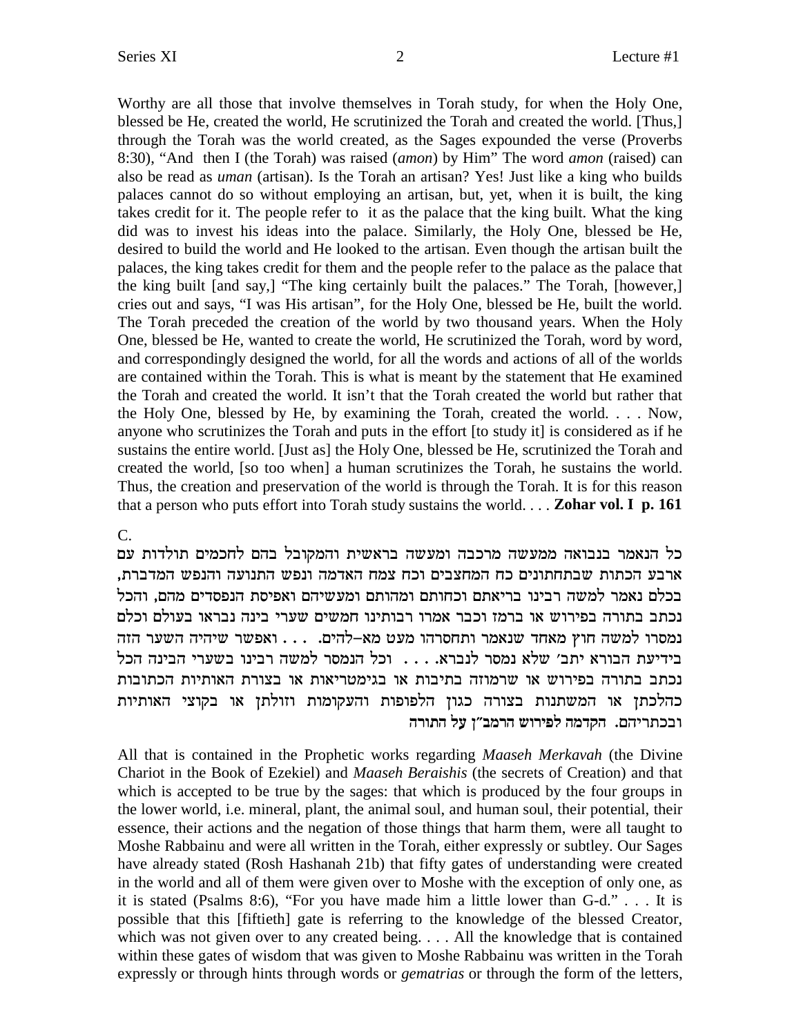Worthy are all those that involve themselves in Torah study, for when the Holy One, blessed be He, created the world, He scrutinized the Torah and created the world. [Thus,] through the Torah was the world created, as the Sages expounded the verse (Proverbs 8:30), "And then I (the Torah) was raised (*amon*) by Him" The word *amon* (raised) can also be read as *uman* (artisan). Is the Torah an artisan? Yes! Just like a king who builds palaces cannot do so without employing an artisan, but, yet, when it is built, the king takes credit for it. The people refer to it as the palace that the king built. What the king did was to invest his ideas into the palace. Similarly, the Holy One, blessed be He, desired to build the world and He looked to the artisan. Even though the artisan built the palaces, the king takes credit for them and the people refer to the palace as the palace that the king built [and say,] "The king certainly built the palaces." The Torah, [however,] cries out and says, "I was His artisan", for the Holy One, blessed be He, built the world. The Torah preceded the creation of the world by two thousand years. When the Holy One, blessed be He, wanted to create the world, He scrutinized the Torah, word by word, and correspondingly designed the world, for all the words and actions of all of the worlds are contained within the Torah. This is what is meant by the statement that He examined the Torah and created the world. It isn't that the Torah created the world but rather that the Holy One, blessed by He, by examining the Torah, created the world. . . . Now, anyone who scrutinizes the Torah and puts in the effort [to study it] is considered as if he sustains the entire world. [Just as] the Holy One, blessed be He, scrutinized the Torah and created the world, [so too when] a human scrutinizes the Torah, he sustains the world. Thus, the creation and preservation of the world is through the Torah. It is for this reason that a person who puts effort into Torah study sustains the world. . . . **Zohar vol. I p. 161**

C.

כל הנאמר בנבואה ממעשה מרכבה ומעשה בראשית והמקובל בהם לחכמים תולדות עם ארבע הכתות שבתחתונים כח המחצבים וכח צמח האדמה ונפש התנועה והנפש המדברת, בכלם נאמר למשה רבינו בריאתם וכחותם ומהותם ומעשיהם ואפיסת הנפסדים מהם, והכל נכתב בתורה בפירוש או ברמז וכבר אמרו רבותינו חמשים שערי בינה נבראו בעולם וכלם נמסרו למשה חוץ מאחד שנאמר ותחסרהו מעט מא–להים. . . . ואפשר שיהיה השער הזה בידיעת הבורא יתב' שלא נמסר לנברא. . . . וכל הנמסר למשה רבינו בשערי הבינה הכל נכתב בתורה בפירוש או שרמוזה בתיבות או בגימטריאות או בצורת האותיות הכתובות כהלכתן או המשתנות בצורה כגון הלפופות והעקומות וזולתן או בקוצי האותיות ובכתריהם. **הקדמה לפירוש הרמב"ן על התורה**

All that is contained in the Prophetic works regarding *Maaseh Merkavah* (the Divine Chariot in the Book of Ezekiel) and *Maaseh Beraishis* (the secrets of Creation) and that which is accepted to be true by the sages: that which is produced by the four groups in the lower world, i.e. mineral, plant, the animal soul, and human soul, their potential, their essence, their actions and the negation of those things that harm them, were all taught to Moshe Rabbainu and were all written in the Torah, either expressly or subtley. Our Sages have already stated (Rosh Hashanah 21b) that fifty gates of understanding were created in the world and all of them were given over to Moshe with the exception of only one, as it is stated (Psalms 8:6), "For you have made him a little lower than G-d." . . . It is possible that this [fiftieth] gate is referring to the knowledge of the blessed Creator, which was not given over to any created being. . . . All the knowledge that is contained within these gates of wisdom that was given to Moshe Rabbainu was written in the Torah expressly or through hints through words or *gematrias* or through the form of the letters,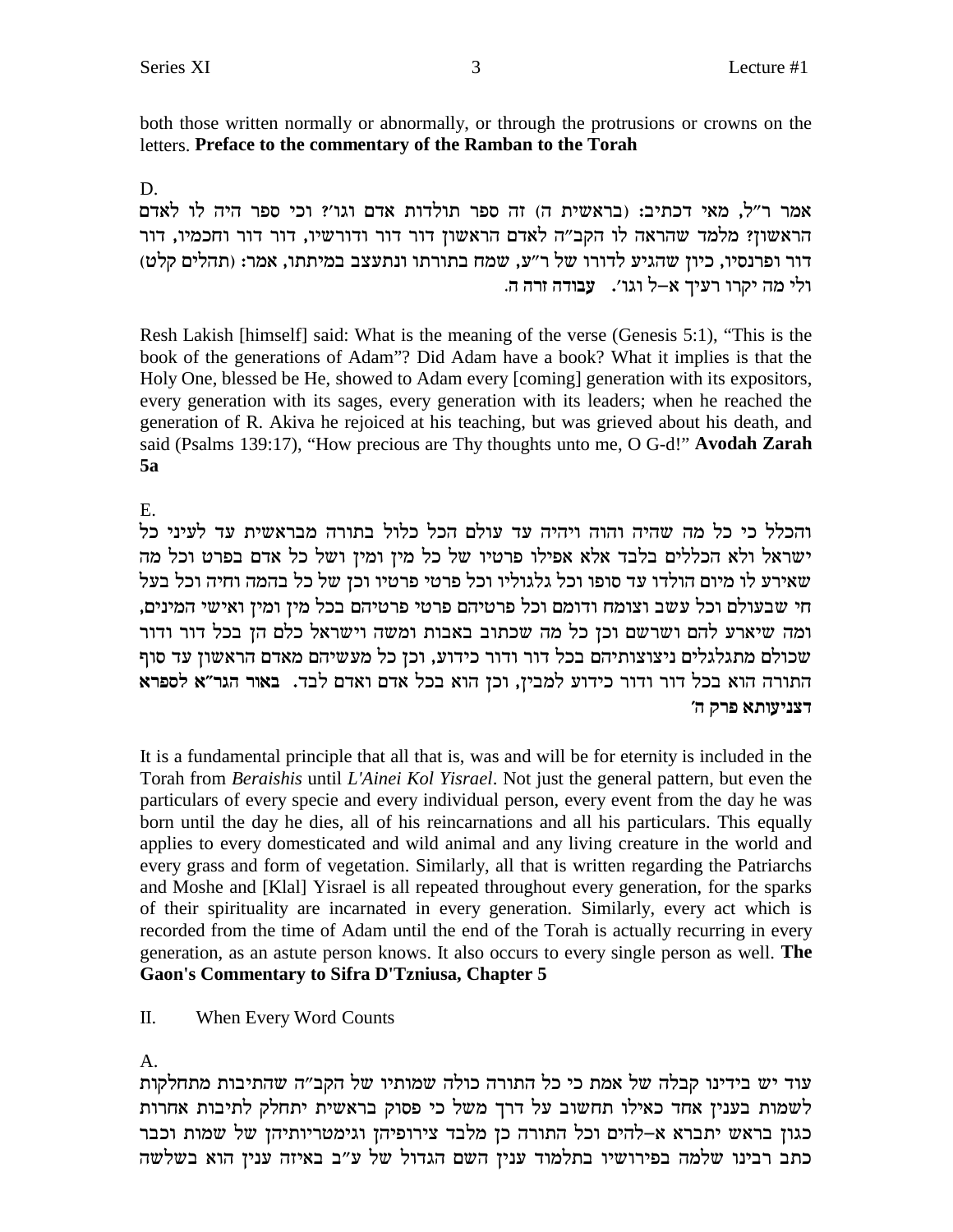both those written normally or abnormally, or through the protrusions or crowns on the letters. **Preface to the commentary of the Ramban to the Torah**

D.

אמר ר"ל, מאי דכתיב: (בראשית ה) זה ספר תולדות אדם וגו'? וכי ספר היה לו לאדם הראשון? מלמד שהראה לו הקב"ה לאדם הראשון דור דור ודורשיו, דור דור וחכמיו, דור דור ופרנסיו, כיון שהגיע לדורו של ר"ע, שמח בתורתו ונתעצב במיתתו, אמר: (תהלים קלט) ולי מה יקרו רעיך א–ל וגו'. **עבודה זרה ה.**

Resh Lakish [himself] said: What is the meaning of the verse (Genesis 5:1), "This is the book of the generations of Adam"? Did Adam have a book? What it implies is that the Holy One, blessed be He, showed to Adam every [coming] generation with its expositors, every generation with its sages, every generation with its leaders; when he reached the generation of R. Akiva he rejoiced at his teaching, but was grieved about his death, and said (Psalms 139:17), "How precious are Thy thoughts unto me, O G-d!" **Avodah Zarah 5a**

E.

והכלל כי כל מה שהיה והוה ויהיה עד עולם הכל כלול בתורה מבראשית עד לעיני כל ישראל ולא הכללים בלבד אלא אפילו פרטיו של כל מין ומין ושל כל אדם בפרט וכל מה שאירע לו מיום הולדו עד סופו וכל גלגוליו וכל פרטי פרטיו וכן של כל בהמה וחיה וכל בעל חי שבעולם וכל עשב וצומח ודומם וכל פרטיהם פרטי פרטיהם בכל מין ומין ואישי המינים, ומה שיארע להם ושרשם וכן כל מה שכתוב באבות ומשה וישראל כלם הן בכל דור ודור שכולם מתגלגלים ניצוצותיהם בכל דור ודור כידוע, וכן כל מעשיהם מאדם הראשון עד סוף התורה הוא בכל דור ודור כידוע למבין, וכן הוא בכל אדם ואדם לבד. **באור הגר"א לספרא דצניעותא פרק ה'**

It is a fundamental principle that all that is, was and will be for eternity is included in the Torah from *Beraishis* until *L'Ainei Kol Yisrael*. Not just the general pattern, but even the particulars of every specie and every individual person, every event from the day he was born until the day he dies, all of his reincarnations and all his particulars. This equally applies to every domesticated and wild animal and any living creature in the world and every grass and form of vegetation. Similarly, all that is written regarding the Patriarchs and Moshe and [Klal] Yisrael is all repeated throughout every generation, for the sparks of their spirituality are incarnated in every generation. Similarly, every act which is recorded from the time of Adam until the end of the Torah is actually recurring in every generation, as an astute person knows. It also occurs to every single person as well. **The Gaon's Commentary to Sifra D'Tzniusa, Chapter 5**

II. When Every Word Counts

A.

עוד יש בידינו קבלה של אמת כי כל התורה כולה שמותיו של הקב"ה שהתיבות מתחלקות לשמות בענין אחד כאילו תחשוב על דרך משל כי פסוק בראשית יתחלק לתיבות אחרות כגון בראש יתברא א–להים וכל התורה כן מלבד צירופיהן וגימטריותיהן של שמות וכבר כתב רבינו שלמה בפירושיו בתלמוד ענין השם הגדול של ע"ב באיזה ענין הוא בשלשה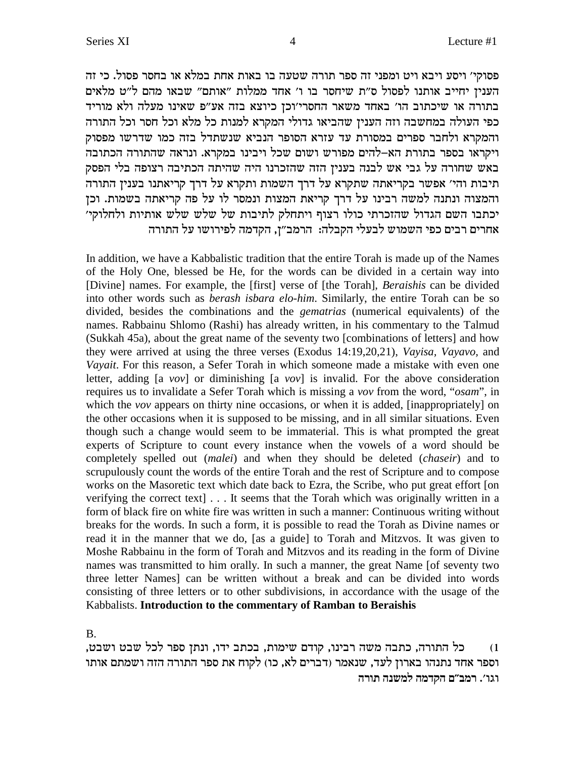פסוקי' ויסע ויבא ויט ומפני זה ספר תורה שטעה בו באות אחת במלא או בחסר פסול. כי זה הענין יחייב אותנו לפסול ס"ת שיחסר בו ו' אחד ממלות "אותם" שבאו מהם ל"ט מלאים בתורה או שיכתוב הו' באחד משאר החסרי'וכן כיוצא בזה אע"פ שאינו מעלה ולא מוריד כפי העולה במחשבה וזה הענין שהביאו גדולי המקרא למנות כל מלא וכל חסר וכל התורה והמקרא ולחבר ספרים במסורת עד עזרא הסופר הנביא שנשתדל בזה כמו שדרשו מפסוק ויקראו בספר בתורת הא–להים מפורש ושום שכל ויבינו במקרא. ונראה שהתורה הכתובה באש שחורה על גבי אש לבנה בענין הזה שהזכרנו היה שהיתה הכתיבה רצופה בלי הפסק תיבות והי' אפשר בקריאתה שתקרא על דרך השמות ותקרא על דרך קריאתנו בענין התורה והמצוה ונתנה למשה רבינו על דרך קריאת המצות ונמסר לו על פה קריאתה בשמות. וכן יכתבו השם הגדול שהזכרתי כולו רצוף ויתחלק לתיבות של שלש שלש אותיות ולחלוקי' אחרים רבים כפי השמוש לבעלי הקבלה: הרמב"ן, הקדמה לפירושו על התורה

In addition, we have a Kabbalistic tradition that the entire Torah is made up of the Names of the Holy One, blessed be He, for the words can be divided in a certain way into [Divine] names. For example, the [first] verse of [the Torah], *Beraishis* can be divided into other words such as *berash isbara elo-him*. Similarly, the entire Torah can be so divided, besides the combinations and the *gematrias* (numerical equivalents) of the names. Rabbainu Shlomo (Rashi) has already written, in his commentary to the Talmud (Sukkah 45a), about the great name of the seventy two [combinations of letters] and how they were arrived at using the three verses (Exodus 14:19,20,21), *Vayisa, Vayavo,* and *Vayait*. For this reason, a Sefer Torah in which someone made a mistake with even one letter, adding [a *vov*] or diminishing [a *vov*] is invalid. For the above consideration requires us to invalidate a Sefer Torah which is missing a *vov* from the word, "*osam*", in which the *vov* appears on thirty nine occasions, or when it is added, [inappropriately] on the other occasions when it is supposed to be missing, and in all similar situations. Even though such a change would seem to be immaterial. This is what prompted the great experts of Scripture to count every instance when the vowels of a word should be completely spelled out (*malei*) and when they should be deleted (*chaseir*) and to scrupulously count the words of the entire Torah and the rest of Scripture and to compose works on the Masoretic text which date back to Ezra, the Scribe, who put great effort [on verifying the correct text] . . . It seems that the Torah which was originally written in a form of black fire on white fire was written in such a manner: Continuous writing without breaks for the words. In such a form, it is possible to read the Torah as Divine names or read it in the manner that we do, [as a guide] to Torah and Mitzvos. It was given to Moshe Rabbainu in the form of Torah and Mitzvos and its reading in the form of Divine names was transmitted to him orally. In such a manner, the great Name [of seventy two three letter Names] can be written without a break and can be divided into words consisting of three letters or to other subdivisions, in accordance with the usage of the Kabbalists. **Introduction to the commentary of Ramban to Beraishis**

B.

1) כל התורה, כתבה משה רבינו, קודם שימות, בכתב ידו, ונתן ספר לכל שבט ושבט, וספר אחד נתנהו בארון לעד, שנאמר (דברים לא, כו) לקוח את ספר התורה הזה ושמתם אותו וגו'. **רמב"ם הקדמה למשנה תורה**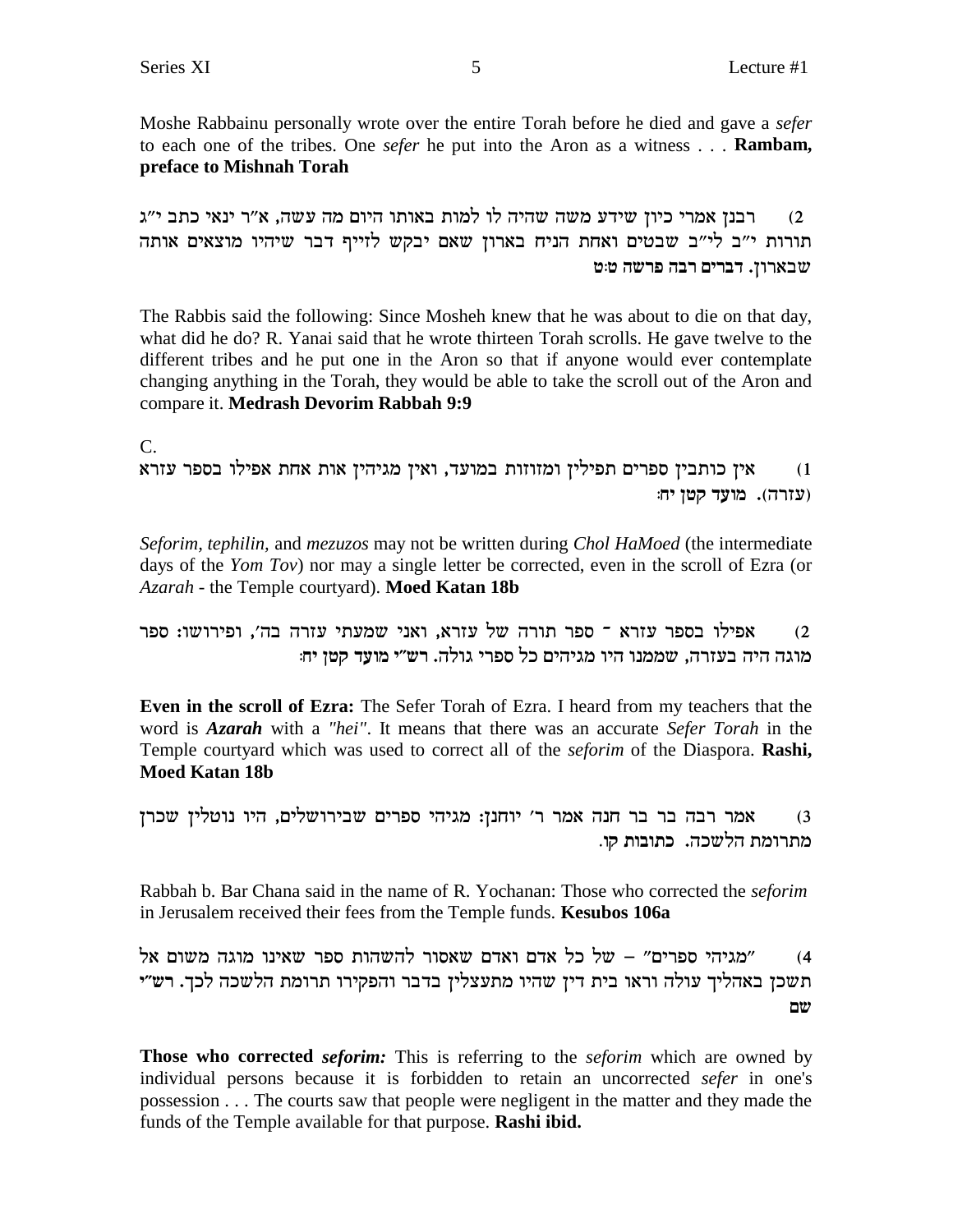Moshe Rabbainu personally wrote over the entire Torah before he died and gave a *sefer* to each one of the tribes. One *sefer* he put into the Aron as a witness . . . **Rambam, preface to Mishnah Torah**

2) רבנן אמרי כיון שידע משה שהיה לו למות באותו היום מה עשה, א"ר ינאי כתב י"ג תורות י"ב לי"ב שבטים ואחת הניח בארון שאם יבקש לזייף דבר שיהיו מוצאים אותה שבארון. **דברים רבה פרשה ט:ט**

The Rabbis said the following: Since Mosheh knew that he was about to die on that day, what did he do? R. Yanai said that he wrote thirteen Torah scrolls. He gave twelve to the different tribes and he put one in the Aron so that if anyone would ever contemplate changing anything in the Torah, they would be able to take the scroll out of the Aron and compare it. **Medrash Devorim Rabbah 9:9**

C.

1) אין כותבין ספרים תפילין ומזוזות במועד, ואין מגיהין אות אחת אפילו בספר עזרא (עזרה). **מועד קטן יח:**

*Seforim, tephilin,* and *mezuzos* may not be written during *Chol HaMoed* (the intermediate days of the *Yom Tov*) nor may a single letter be corrected, even in the scroll of Ezra (or *Azarah* - the Temple courtyard). **Moed Katan 18b**

2) אפילו בספר עזרא - ספר תורה של עזרא, ואני שמעתי עזרה בה', ופירושו: ספר מוגה היה בעזרה, שממנו היו מגיהים כל ספרי גולה. **רש"י מועד קטן יח:**

**Even in the scroll of Ezra:** The Sefer Torah of Ezra. I heard from my teachers that the word is ***Azarah*** with a *"hei"*. It means that there was an accurate *Sefer Torah* in the Temple courtyard which was used to correct all of the *seforim* of the Diaspora. **Rashi, Moed Katan 18b**

3) אמר רבה בר בר חנה אמר ר' יוחנן: מגיהי ספרים שבירושלים, היו נוטלין שכרן מתרומת הלשכה. **כתובות קו.**

Rabbah b. Bar Chana said in the name of R. Yochanan: Those who corrected the *seforim* in Jerusalem received their fees from the Temple funds. **Kesubos 106a**

4) "מגיהי ספרים" – של כל אדם ואדם שאסור להשהות ספר שאינו מוגה משום אל תשכן באהליך עולה וראו בית דין שהיו מתעצלין בדבר והפקירו תרומת הלשכה לכך. **רש"י שם**

**Those who corrected *seforim:*** This is referring to the *seforim* which are owned by individual persons because it is forbidden to retain an uncorrected *sefer* in one's possession . . . The courts saw that people were negligent in the matter and they made the funds of the Temple available for that purpose. **Rashi ibid.**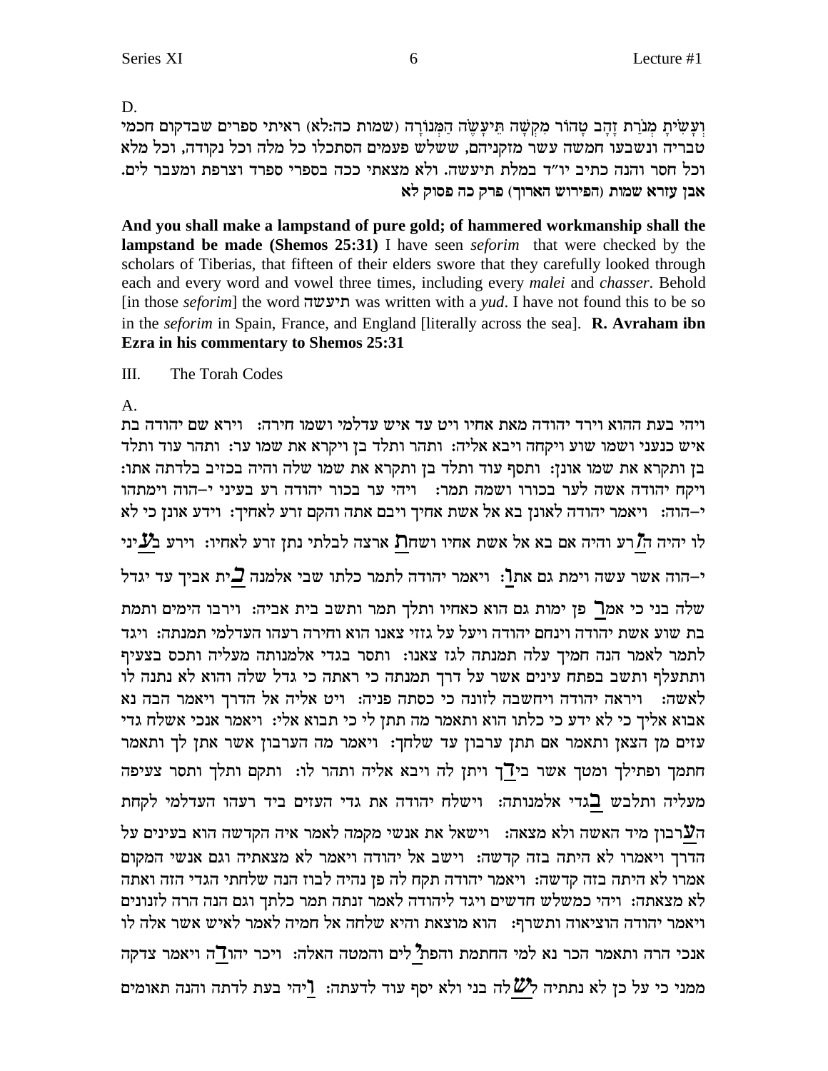D.

וְעָשִׂיתָ מְנֹרַת זָהָב טָהוֹר מִקְשָׁה תֵּיעָשֶׂה הַמְּנוֹרָה (שמות כה:לא) ראיתי ספרים שבדקום חכמי טבריה ונשבעו חמשה עשר מזקניהם, ששלש פעמים הסתכלו כל מלה וכל נקודה, וכל מלא וכל חסר והנה כתיב יו"ד במלת תיעשה. ולא מצאתי ככה בספרי ספרד וצרפת ומעבר לים. **אבן עזרא שמות** (הפירוש הארוך) **פרק כה פסוק לא**

**And you shall make a lampstand of pure gold; of hammered workmanship shall the lampstand be made (Shemos 25:31)** I have seen *seforim* that were checked by the scholars of Tiberias, that fifteen of their elders swore that they carefully looked through each and every word and vowel three times, including every *malei* and *chasser*. Behold [in those *seforim*] the word תיעשה was written with a *yud*. I have not found this to be so in the *seforim* in Spain, France, and England [literally across the sea]. **R. Avraham ibn Ezra in his commentary to Shemos 25:31**

III. The Torah Codes

A.

ויהי בעת ההוא וירד יהודה מאת אחיו ויט עד איש עדלמי ושמו חירה: וירא שם יהודה בת איש כנעני ושמו שוע ויקחה ויבא אליה: ותהר ותלד בן ויקרא את שמו ער: ותהר עוד ותלד בן ותקרא את שמו אונן: ותסף עוד ותלד בן ותקרא את שמו שלה והיה בכזיב בלדתה אתו: ויקח יהודה אשה לער בכורו ושמה תמר: ויהי ער בכור יהודה רע בעיני י–הוה וימתהו י–הוה: ויאמר יהודה לאונן בא אל אשת אחיך ויבם אתה והקם זרע לאחיך: וידע אונן כי לא לו יהיה הזרע והיה אם בא אל אשת אחיו ושחת ארצה לבלתי נתן זרע לאחיו: וירע בעיני י–הוה אשר עשה וימת גם אתו: ויאמר יהודה לתמר כלתו שבי אלמנה בית אביך עד יגדל שלה בני כי אמר פן ימות גם הוא כאחיו ותלך תמר ותשב בית אביה: וירבו הימים ותמת בת שוע אשת יהודה וינחם יהודה ויעל על גזזי צאנו הוא וחירה רעהו העדלמי תמנתה: ויגד לתמר לאמר הנה חמיך עלה תמנתה לגז צאנו: ותסר בגדי אלמנותה מעליה ותכס בצעיף ותתעלף ותשב בפתח עינים אשר על דרך תמנתה כי ראתה כי גדל שלה והוא לא נתנה לו לאשה: ויראה יהודה ויחשבה לזונה כי כסתה פניה: ויט אליה אל הדרך ויאמר הבה נא אבוא אליך כי לא ידע כי כלתו הוא ותאמר מה תתן לי כי תבוא אלי: ויאמר אנכי אשלח גדי עזים מן הצאן ותאמר אם תתן ערבון עד שלחך: ויאמר מה הערבון אשר אתן לך ותאמר חתמך ופתילך ומטך אשר בידך ויתן לה ויבא אליה ותהר לו: ותקם ותלך ותסר צעיפה מעליה ותלבש בגדי אלמנותה: וישלח יהודה את גדי העזים ביד רעהו העדלמי לקחת הערבון מיד האשה ולא מצאה: וישאל את אנשי מקמה לאמר איה הקדשה הוא בעינים על הדרך ויאמרו לא היתה בזה קדשה: וישב אל יהודה ויאמר לא מצאתיה וגם אנשי המקום אמרו לא היתה בזה קדשה: ויאמר יהודה תקח לה פן נהיה לבוז הנה שלחתי הגדי הזה ואתה לא מצאתה: ויהי כמשלש חדשים ויגד ליהודה לאמר זנתה תמר כלתך וגם הנה הרה לזנונים ויאמר יהודה הוציאוה ותשרף: הוא מוצאת והיא שלחה אל חמיה לאמר לאיש אשר אלה לו אנכי הרה ותאמר הכר נא למי החתמת והפתילים והמטה האלה: ויכר יהודה ויאמר צדקה ממני כי על כן לא נתתיה לשלה בני ולא יסף עוד לדעתה: ויהי בעת לדתה והנה תאומים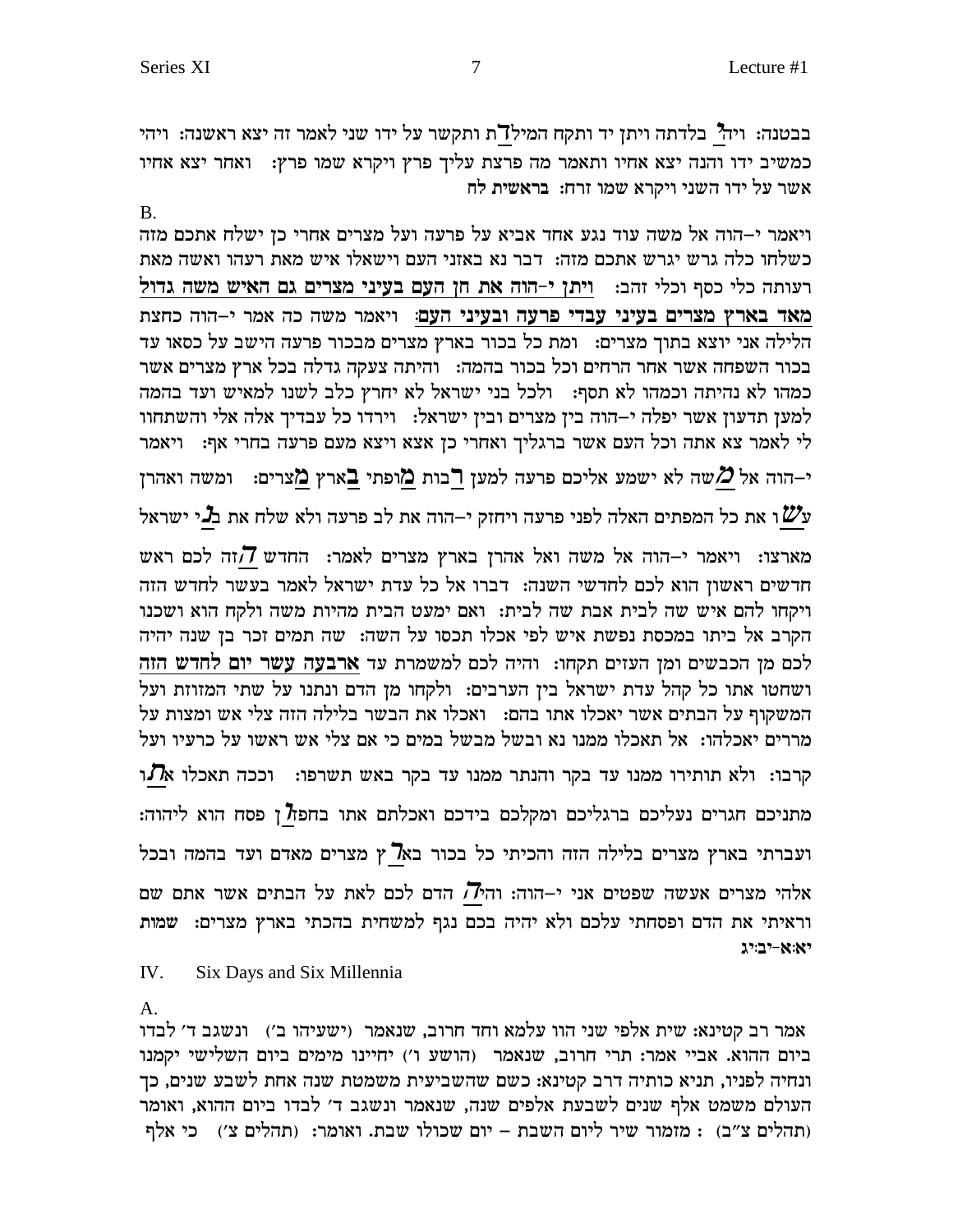בבטנה: ויהי בלדתה ויתן יד ותקח המילדת ותקשר על ידו שני לאמר זה יצא ראשנה: ויהי כמשיב ידו והנה יצא אחיו ותאמר מה פרצת עליך פרץ ויקרא שמו פרץ: ואחר יצא אחיו אשר על ידו השני ויקרא שמו זרח: **בראשית לח**

B.

ויאמר י–הוה אל משה עוד נגע אחד אביא על פרעה ועל מצרים אחרי כן ישלח אתכם מזה כשלחו כלה גרש יגרש אתכם מזה: דבר נא באזני העם וישאלו איש מאת רעהו ואשה מאת רעותה כלי כסף וכלי זהב: **ויתן י–הוה את חן העם בעיני מצרים גם האיש משה גדול מאד בארץ מצרים בעיני עבדי פרעה ובעיני העם:** ויאמר משה כה אמר י–הוה כחצת הלילה אני יוצא בתוך מצרים: ומת כל בכור בארץ מצרים מבכור פרעה הישב על כסאו עד בכור השפחה אשר אחר הרחים וכל בכור בהמה: והיתה צעקה גדלה בכל ארץ מצרים אשר כמהו לא נהיתה וכמהו לא תסף: ולכל בני ישראל לא יחרץ כלב לשנו למאיש ועד בהמה למען תדעון אשר יפלה י–הוה בין מצרים ובין ישראל: וירדו כל עבדיך אלה אלי והשתחוו לי לאמר צא אתה וכל העם אשר ברגליך ואחרי כן אצא ויצא מעם פרעה בחרי אף: ויאמר י–הוה אל **מ**שה לא ישמע אליכם פרעה למען **ר**בות **מ**ופתי **ב**ארץ **מ**צרים: ומשה ואהרן **עש**ו את כל המפתים האלה לפני פרעה ויחזק י–הוה את לב פרעה ולא שלח את **בנ**י ישראל מארצו: ויאמר י–הוה אל משה ואל אהרן בארץ מצרים לאמר: החדש **ה**זה לכם ראש חדשים ראשון הוא לכם לחדשי השנה: דברו אל כל עדת ישראל לאמר בעשר לחדש הזה ויקחו להם איש שה לבית אבת שה לבית: ואם ימעט הבית מהיות משה ולקח הוא ושכנו הקרב אל ביתו במכסת נפשת איש לפי אכלו תכסו על השה: שה תמים זכר בן שנה יהיה לכם מן הכבשים ומן העזים תקחו: והיה לכם למשמרת עד **ארבעה עשר יום לחדש הזה** ושחטו אתו כל קהל עדת ישראל בין הערבים: ולקחו מן הדם ונתנו על שתי המזוזת ועל המשקוף על הבתים אשר יאכלו אתו בהם: ואכלו את הבשר בלילה הזה צלי אש ומצות על מררים יאכלהו: אל תאכלו ממנו נא ובשל מבשל במים כי אם צלי אש ראשו על כרעיו ועל קרבו: ולא תותירו ממנו עד בקר והנתר ממנו עד בקר באש תשרפו: וככה תאכלו א**ת**ו מתניכם חגרים נעליכם ברגליכם ומקלכם בידכם ואכלתם אתו בחפז**ו**ן פסח הוא ליהוה: ועברתי בארץ מצרים בלילה הזה והכיתי כל בכור בא**ר**ץ מצרים מאדם ועד בהמה ובכל אלהי מצרים אעשה שפטים אני י–הוה: והי**ה** הדם לכם לאת על הבתים אשר אתם שם וראיתי את הדם ופסחתי עלכם ולא יהיה בכם נגף למשחית בהכתי בארץ מצרים: **שמות יא:א–יב:יג**

## IV. Six Days and Six Millennia

A.

אמר רב קטינא: שית אלפי שני הוו עלמא וחד חרוב, שנאמר (ישעיהו ב׳) ונשגב ד׳ לבדו ביום ההוא. אביי אמר: תרי חרוב, שנאמר (הושע ו׳) יחיינו מימים ביום השלישי יקמנו ונחיה לפניו, תניא כותיה דרב קטינא: כשם שהשביעית משמטת שנה אחת לשבע שנים, כך העולם משמט אלף שנים לשבעת אלפים שנה, שנאמר ונשגב ד׳ לבדו ביום ההוא, ואומר (תהלים צ״ב) : מזמור שיר ליום השבת – יום שכולו שבת. ואומר: (תהלים צ׳) כי אלף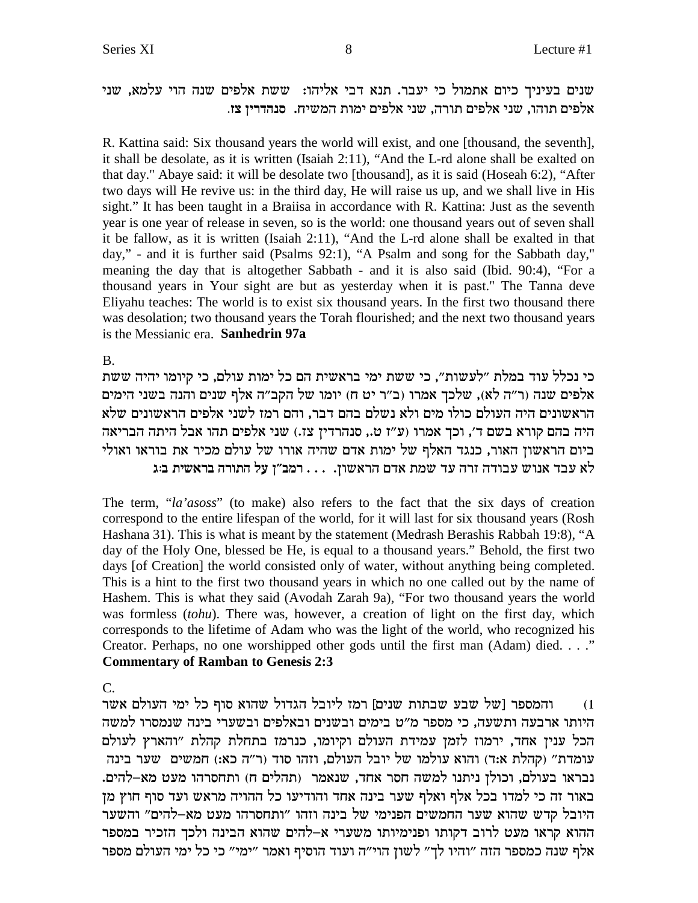שנים בעיניך כיום אתמול כי יעבר. תנא דבי אליהו: ששת אלפים שנה הוי עלמא, שני אלפים תוהו, שני אלפים תורה, שני אלפים ימות המשיח. **סנהדרין צז.**

R. Kattina said: Six thousand years the world will exist, and one [thousand, the seventh], it shall be desolate, as it is written (Isaiah 2:11), "And the L-rd alone shall be exalted on that day." Abaye said: it will be desolate two [thousand], as it is said (Hoseah 6:2), "After two days will He revive us: in the third day, He will raise us up, and we shall live in His sight." It has been taught in a Braiisa in accordance with R. Kattina: Just as the seventh year is one year of release in seven, so is the world: one thousand years out of seven shall it be fallow, as it is written (Isaiah 2:11), "And the L-rd alone shall be exalted in that day," - and it is further said (Psalms 92:1), "A Psalm and song for the Sabbath day," meaning the day that is altogether Sabbath - and it is also said (Ibid. 90:4), "For a thousand years in Your sight are but as yesterday when it is past." The Tanna deve Eliyahu teaches: The world is to exist six thousand years. In the first two thousand there was desolation; two thousand years the Torah flourished; and the next two thousand years is the Messianic era. **Sanhedrin 97a**

B.

כי נכלל עוד במלת "לעשות", כי ששת ימי בראשית הם כל ימות עולם, כי קיומו יהיה ששת אלפים שנה (ר"ה לא), שלכך אמרו (ב"ר יט ח) יומו של הקב"ה אלף שנים והנה בשני הימים הראשונים היה העולם כולו מים ולא נשלם בהם דבר, והם רמז לשני אלפים הראשונים שלא היה בהם קורא בשם ד', וכך אמרו (ע"ז ט., סנהדרין צז.) שני אלפים תהו אבל היתה הבריאה ביום הראשון האור, כנגד האלף של ימות אדם שהיה אורו של עולם מכיר את בוראו ואולי לא עבד אנוש עבודה זרה עד שמת אדם הראשון. . . . **רמב"ן על התורה בראשית ב:ג**

The term, "*la'asoss*" (to make) also refers to the fact that the six days of creation correspond to the entire lifespan of the world, for it will last for six thousand years (Rosh Hashana 31). This is what is meant by the statement (Medrash Berashis Rabbah 19:8), "A day of the Holy One, blessed be He, is equal to a thousand years." Behold, the first two days [of Creation] the world consisted only of water, without anything being completed. This is a hint to the first two thousand years in which no one called out by the name of Hashem. This is what they said (Avodah Zarah 9a), "For two thousand years the world was formless (*tohu*). There was, however, a creation of light on the first day, which corresponds to the lifetime of Adam who was the light of the world, who recognized his Creator. Perhaps, no one worshipped other gods until the first man (Adam) died. . . ." **Commentary of Ramban to Genesis 2:3**

C.

1) והמספר [של שבע שבתות שנים] רמז ליובל הגדול שהוא סוף כל ימי העולם אשר היותו ארבעה ותשעה, כי מספר מ"ט בימים ובשנים ובאלפים ובשערי בינה שנמסרו למשה הכל ענין אחד, ירמוז לזמן עמידת העולם וקיומו, כנרמז בתחלת קהלת "והארץ לעולם עומדת" (קהלת א:ד) והוא עולמו של יובל העולם, וזהו סוד (ר"ה כא:) חמשים שער בינה נבראו בעולם, וכולן ניתנו למשה חסר אחד, שנאמר (תהלים ח) ותחסרהו מעט מא-להים. באור זה כי למדו בכל אלף ואלף שער בינה אחד והודיעו כל ההויה מראש ועד סוף חוץ מן היובל קדש שהוא שער החמשים הפנימי של בינה וזהו "ותחסרהו מעט מא-להים" והשער ההוא קראו מעט לרוב דקותו ופנימיותו משערי א-להים שהוא הבינה ולכך הזכיר במספר אלף שנה כמספר הזה "והיו לך" לשון הוי"ה ועוד הוסיף ואמר "ימי" כי כל ימי העולם מספר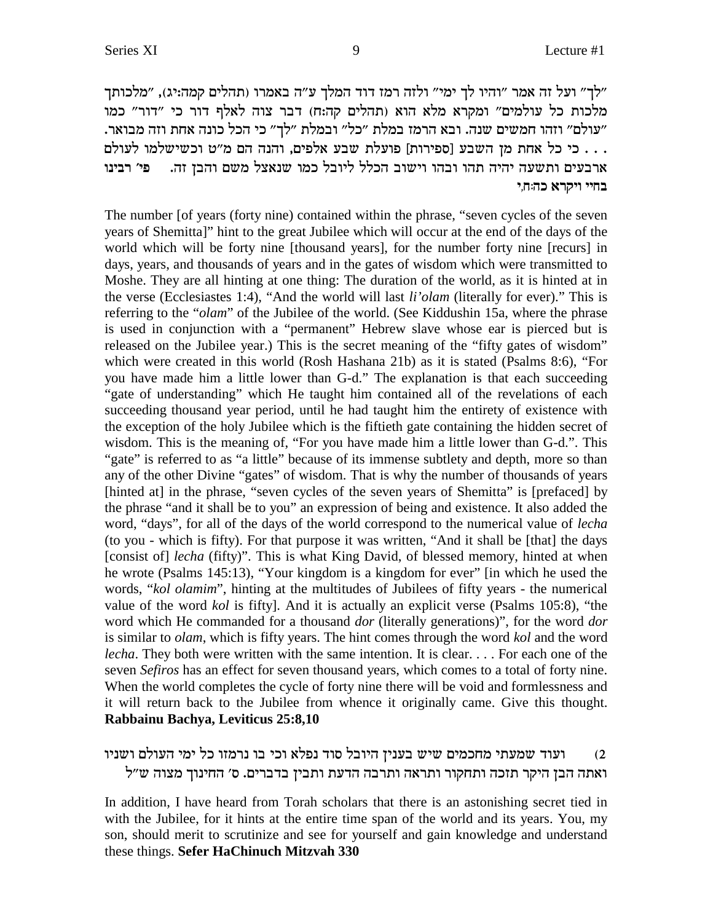"לך" ועל זה אמר "והיו לך ימי" ולזה רמז דוד המלך ע"ה באמרו (תהלים קמה:יג), "מלכותך מלכות כל עולמים" ומקרא מלא הוא (תהלים קה:ח) דבר צוה לאלף דור כי "דור" כמו "עולם" וזהו חמשים שנה. ובא הרמז במלת "כל" ובמלת "לך" כי הכל כונה אחת וזה מבואר. . . . כי כל אחת מן השבע [ספירות] פועלת שבע אלפים, והנה הם מ"ט וכשישלמו לעולם ארבעים ותשעה יהיה תהו ובהו וישוב הכלל ליובל כמו שנאצל משם והבן זה. **פי' רבינו בחיי ויקרא כה:ח,י**

The number [of years (forty nine) contained within the phrase, "seven cycles of the seven years of Shemitta]" hint to the great Jubilee which will occur at the end of the days of the world which will be forty nine [thousand years], for the number forty nine [recurs] in days, years, and thousands of years and in the gates of wisdom which were transmitted to Moshe. They are all hinting at one thing: The duration of the world, as it is hinted at in the verse (Ecclesiastes 1:4), "And the world will last *li'olam* (literally for ever)." This is referring to the "*olam*" of the Jubilee of the world. (See Kiddushin 15a, where the phrase is used in conjunction with a "permanent" Hebrew slave whose ear is pierced but is released on the Jubilee year.) This is the secret meaning of the "fifty gates of wisdom" which were created in this world (Rosh Hashana 21b) as it is stated (Psalms 8:6), "For you have made him a little lower than G-d." The explanation is that each succeeding "gate of understanding" which He taught him contained all of the revelations of each succeeding thousand year period, until he had taught him the entirety of existence with the exception of the holy Jubilee which is the fiftieth gate containing the hidden secret of wisdom. This is the meaning of, "For you have made him a little lower than G-d.". This "gate" is referred to as "a little" because of its immense subtlety and depth, more so than any of the other Divine "gates" of wisdom. That is why the number of thousands of years [hinted at] in the phrase, "seven cycles of the seven years of Shemitta" is [prefaced] by the phrase "and it shall be to you" an expression of being and existence. It also added the word, "days", for all of the days of the world correspond to the numerical value of *lecha* (to you - which is fifty). For that purpose it was written, "And it shall be [that] the days [consist of] *lecha* (fifty)". This is what King David, of blessed memory, hinted at when he wrote (Psalms 145:13), "Your kingdom is a kingdom for ever" [in which he used the words, "*kol olamim*", hinting at the multitudes of Jubilees of fifty years - the numerical value of the word *kol* is fifty]. And it is actually an explicit verse (Psalms 105:8), "the word which He commanded for a thousand *dor* (literally generations)", for the word *dor* is similar to *olam*, which is fifty years. The hint comes through the word *kol* and the word *lecha*. They both were written with the same intention. It is clear. . . . For each one of the seven *Sefiros* has an effect for seven thousand years, which comes to a total of forty nine. When the world completes the cycle of forty nine there will be void and formlessness and it will return back to the Jubilee from whence it originally came. Give this thought. **Rabbainu Bachya, Leviticus 25:8,10**

2) ועוד שמעתי מחכמים שיש בענין היובל סוד נפלא וכי בו נרמזו כל ימי העולם ושניו ואתה הבן היקר תזכה ותחקור ותראה ותרבה הדעת ותבין בדברים. ס' החינוך מצוה ש"ל

In addition, I have heard from Torah scholars that there is an astonishing secret tied in with the Jubilee, for it hints at the entire time span of the world and its years. You, my son, should merit to scrutinize and see for yourself and gain knowledge and understand these things. **Sefer HaChinuch Mitzvah 330**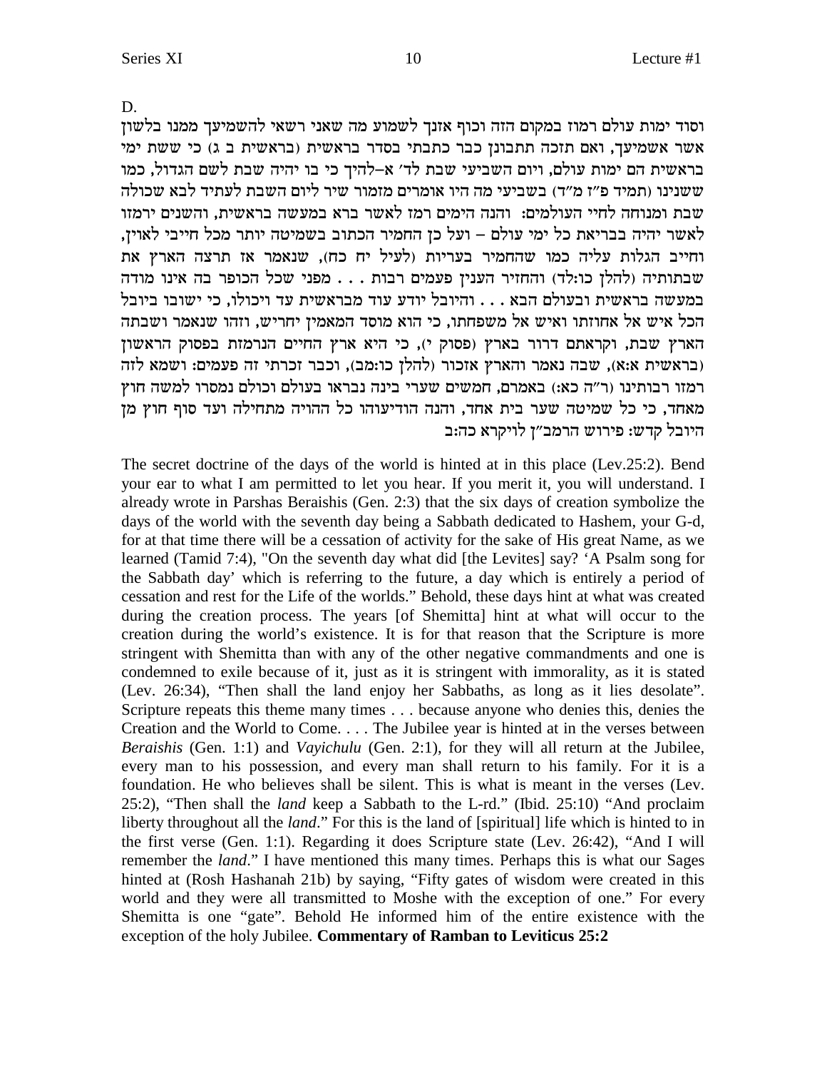D.

וסוד ימות עולם רמוז במקום הזה וכוף אזנך לשמוע מה שאני רשאי להשמיעך ממנו בלשון אשר אשמיעך, ואם תזכה תתבונן כבר כתבתי בסדר בראשית (בראשית ב ג) כי ששת ימי בראשית הם ימות עולם, ויום השביעי שבת לד' א–להיך כי בו יהיה שבת לשם הגדול, כמו ששנינו (תמיד פ"ז מ"ד) בשביעי מה היו אומרים מזמור שיר ליום השבת לעתיד לבא שכולה שבת ומנוחה לחיי העולמים: והנה הימים רמז לאשר ברא במעשה בראשית, והשנים ירמזו לאשר יהיה בבריאת כל ימי עולם – ועל כן החמיר הכתוב בשמיטה יותר מכל חייבי לאוין, וחייב הגלות עליה כמו שהחמיר בעריות (לעיל יח כח), שנאמר אז תרצה הארץ את שבתותיה (להלן כו:לד) והחזיר הענין פעמים רבות . . . מפני שכל הכופר בה אינו מודה במעשה בראשית ובעולם הבא . . . והיובל יודע עוד מבראשית עד ויכולו, כי ישובו ביובל הכל איש אל אחוזתו ואיש אל משפחתו, כי הוא מוסד המאמין יחריש, וזהו שנאמר ושבתה הארץ שבת, וקראתם דרור בארץ (פסוק י), כי היא ארץ החיים הנרמזת בפסוק הראשון (בראשית א:א), שבה נאמר והארץ אזכור (להלן כו:מב), וכבר זכרתי זה פעמים: ושמא לזה רמזו רבותינו (ר"ה כא:) באמרם, חמשים שערי בינה נבראו בעולם וכולם נמסרו למשה חוץ מאחד, כי כל שמיטה שער בית אחד, והנה הודיעוהו כל ההויה מתחילה ועד סוף חוץ מן היובל קדש: פירוש הרמב"ן לויקרא כה:ב

The secret doctrine of the days of the world is hinted at in this place (Lev.25:2). Bend your ear to what I am permitted to let you hear. If you merit it, you will understand. I already wrote in Parshas Beraishis (Gen. 2:3) that the six days of creation symbolize the days of the world with the seventh day being a Sabbath dedicated to Hashem, your G-d, for at that time there will be a cessation of activity for the sake of His great Name, as we learned (Tamid 7:4), "On the seventh day what did [the Levites] say? 'A Psalm song for the Sabbath day' which is referring to the future, a day which is entirely a period of cessation and rest for the Life of the worlds." Behold, these days hint at what was created during the creation process. The years [of Shemitta] hint at what will occur to the creation during the world's existence. It is for that reason that the Scripture is more stringent with Shemitta than with any of the other negative commandments and one is condemned to exile because of it, just as it is stringent with immorality, as it is stated (Lev. 26:34), "Then shall the land enjoy her Sabbaths, as long as it lies desolate". Scripture repeats this theme many times . . . because anyone who denies this, denies the Creation and the World to Come. . . . The Jubilee year is hinted at in the verses between *Beraishis* (Gen. 1:1) and *Vayichulu* (Gen. 2:1), for they will all return at the Jubilee, every man to his possession, and every man shall return to his family. For it is a foundation. He who believes shall be silent. This is what is meant in the verses (Lev. 25:2), "Then shall the *land* keep a Sabbath to the L-rd." (Ibid. 25:10) "And proclaim liberty throughout all the *land*." For this is the land of [spiritual] life which is hinted to in the first verse (Gen. 1:1). Regarding it does Scripture state (Lev. 26:42), "And I will remember the *land*." I have mentioned this many times. Perhaps this is what our Sages hinted at (Rosh Hashanah 21b) by saying, "Fifty gates of wisdom were created in this world and they were all transmitted to Moshe with the exception of one." For every Shemitta is one "gate". Behold He informed him of the entire existence with the exception of the holy Jubilee. **Commentary of Ramban to Leviticus 25:2**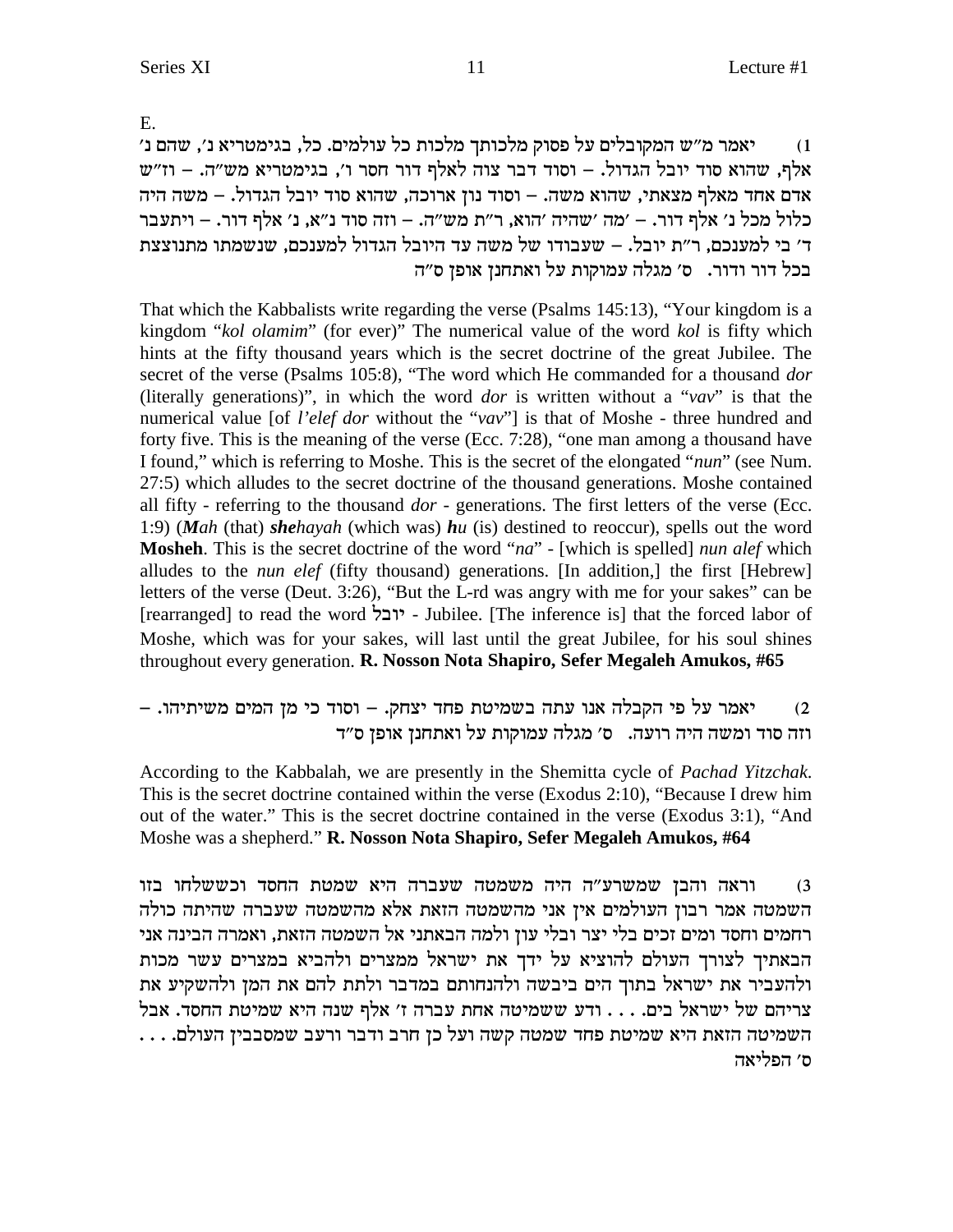E.

1) יאמר מ"ש המקובלים על פסוק מלכותך מלכות כל עולמים. כל, בגימטריא נ', שהם נ' אלף, שהוא סוד יובל הגדול. – וסוד דבר צוה לאלף דור חסר ו', בגימטריא מש"ה. – וז"ש אדם אחד מאלף מצאתי, שהוא משה. – וסוד נון ארוכה, שהוא סוד יובל הגדול. – משה היה כלול מכל נ' אלף דור. – 'מה 'שהיה 'הוא, ר"ת מש"ה. – וזה סוד נ"א, נ' אלף דור. – ויתעבר ד' בי למענכם, ר"ת יובל. – שעבודו של משה עד היובל הגדול למענכם, שנשמתו מתנוצצת בכל דור ודור. ס' מגלה עמוקות על ואתחנן אופן ס"ה

That which the Kabbalists write regarding the verse (Psalms 145:13), "Your kingdom is a kingdom "*kol olamim*" (for ever)" The numerical value of the word *kol* is fifty which hints at the fifty thousand years which is the secret doctrine of the great Jubilee. The secret of the verse (Psalms 105:8), "The word which He commanded for a thousand *dor* (literally generations)", in which the word *dor* is written without a "*vav*" is that the numerical value [of *l'elef dor* without the "*vav*"] is that of Moshe - three hundred and forty five. This is the meaning of the verse (Ecc. 7:28), "one man among a thousand have I found," which is referring to Moshe. This is the secret of the elongated "*nun*" (see Num. 27:5) which alludes to the secret doctrine of the thousand generations. Moshe contained all fifty - referring to the thousand *dor* - generations. The first letters of the verse (Ecc. 1:9) (***Mah*** (that) ***shehayah*** (which was) ***hu*** (is) destined to reoccur), spells out the word **Mosheh**. This is the secret doctrine of the word "*na*" - [which is spelled] *nun alef* which alludes to the *nun elef* (fifty thousand) generations. [In addition,] the first [Hebrew] letters of the verse (Deut. 3:26), "But the L-rd was angry with me for your sakes" can be [rearranged] to read the word יובל - Jubilee. [The inference is] that the forced labor of Moshe, which was for your sakes, will last until the great Jubilee, for his soul shines throughout every generation. **R. Nosson Nota Shapiro, Sefer Megaleh Amukos, #65**

2) יאמר על פי הקבלה אנו עתה בשמיטת פחד יצחק. – וסוד כי מן המים משיתיהו. – וזה סוד ומשה היה רועה. ס' מגלה עמוקות על ואתחנן אופן ס"ד

According to the Kabbalah, we are presently in the Shemitta cycle of *Pachad Yitzchak*. This is the secret doctrine contained within the verse (Exodus 2:10), "Because I drew him out of the water." This is the secret doctrine contained in the verse (Exodus 3:1), "And Moshe was a shepherd." **R. Nosson Nota Shapiro, Sefer Megaleh Amukos, #64**

3) וראה והבן שמשרע"ה היה משמטה שעברה היא שמטת החסד וכששלחו בזו השמטה אמר רבון העולמים אין אני מהשמטה הזאת אלא מהשמטה שעברה שהיתה כולה רחמים וחסד ומים זכים בלי יצר ובלי עון ולמה הבאתני אל השמטה הזאת, ואמרה הבינה אני הבאתיך לצורך העולם להוציא על ידך את ישראל ממצרים ולהביא במצרים עשר מכות ולהעביר את ישראל בתוך הים ביבשה ולהנחותם במדבר ולתת להם את המן ולהשקיע את צריהם של ישראל בים. . . . ודע ששמיטה אחת עברה ז' אלף שנה היא שמיטת החסד. אבל השמיטה הזאת היא שמיטת פחד שמטה קשה ועל כן חרב ודבר ורעב שמסבבין העולם. . . . ס' הפליאה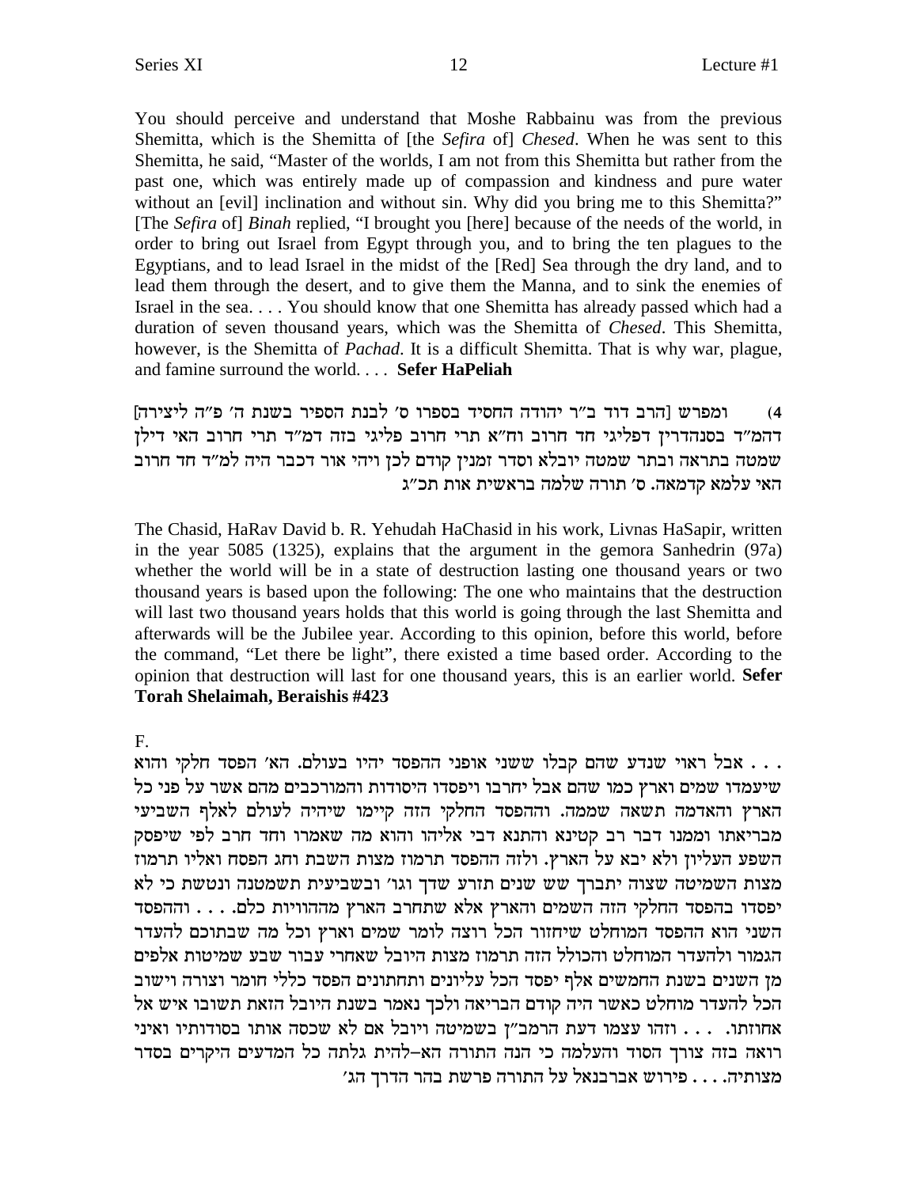You should perceive and understand that Moshe Rabbainu was from the previous Shemitta, which is the Shemitta of [the *Sefira* of] *Chesed*. When he was sent to this Shemitta, he said, "Master of the worlds, I am not from this Shemitta but rather from the past one, which was entirely made up of compassion and kindness and pure water without an [evil] inclination and without sin. Why did you bring me to this Shemitta?" [The *Sefira* of] *Binah* replied, "I brought you [here] because of the needs of the world, in order to bring out Israel from Egypt through you, and to bring the ten plagues to the Egyptians, and to lead Israel in the midst of the [Red] Sea through the dry land, and to lead them through the desert, and to give them the Manna, and to sink the enemies of Israel in the sea. . . . You should know that one Shemitta has already passed which had a duration of seven thousand years, which was the Shemitta of *Chesed*. This Shemitta, however, is the Shemitta of *Pachad*. It is a difficult Shemitta. That is why war, plague, and famine surround the world. . . . **Sefer HaPeliah**

4) ומפרש [הרב דוד ב"ר יהודה החסיד בספרו ס' לבנת הספיר בשנת ה' פ"ה ליצירה] דהמ"ד בסנהדרין דפליגי חד חרוב וח"א תרי חרוב פליגי בזה דמ"ד תרי חרוב האי דילן שמטה בתראה ובתר שמטה יובלא וסדר זמנין קודם לכן ויהי אור דכבר היה למ"ד חד חרוב האי עלמא קדמאה. ס' תורה שלמה בראשית אות תכ"ג

The Chasid, HaRav David b. R. Yehudah HaChasid in his work, Livnas HaSapir, written in the year 5085 (1325), explains that the argument in the gemora Sanhedrin (97a) whether the world will be in a state of destruction lasting one thousand years or two thousand years is based upon the following: The one who maintains that the destruction will last two thousand years holds that this world is going through the last Shemitta and afterwards will be the Jubilee year. According to this opinion, before this world, before the command, "Let there be light", there existed a time based order. According to the opinion that destruction will last for one thousand years, this is an earlier world. **Sefer Torah Shelaimah, Beraishis #423**

F.

. . . אבל ראוי שנדע שהם קבלו ששני אופני ההפסד יהיו בעולם. הא' הפסד חלקי והוא שיעמדו שמים וארץ כמו שהם אבל יחרבו ויפסדו היסודות והמורכבים מהם אשר על פני כל הארץ והאדמה תשאה שממה. וההפסד החלקי הזה קיימו שיהיה לעולם לאלף השביעי מבריאתו וממנו דבר רב קטינא והתנא דבי אליהו והוא מה שאמרו וחד חרב לפי שיפסק השפע העליון ולא יבא על הארץ. ולזה ההפסד תרמוז מצות השבת וחג הפסח ואליו תרמוז מצות השמיטה שצוה יתברך שש שנים תזרע שדך וגו' ובשביעית תשמטנה ונטשת כי לא יפסדו בהפסד החלקי הזה השמים והארץ אלא שתחרב הארץ מההוויות כלם. . . . וההפסד השני הוא ההפסד המוחלט שיחזור הכל רוצה לומר שמים וארץ וכל מה שבתוכם להעדר הגמור ולהעדר המוחלט והכולל הזה תרמוז מצות היובל שאחרי עבור שבע שמיטות אלפים מן השנים בשנת החמשים אלף יפסד הכל עליונים ותחתונים הפסד כללי חומר וצורה וישוב הכל להעדר מוחלט כאשר היה קודם הבריאה ולכך נאמר בשנת היובל הזאת תשובו איש אל אחוזתו. . . . וזהו עצמו דעת הרמב"ן בשמיטה ויובל אם לא שכסה אותו בסודותיו ואיני רואה בזה צורך הסוד והעלמה כי הנה התורה הא–להית גלתה כל המדעים היקרים בסדר מצותיה. . . . פירוש אברבנאל על התורה פרשת בהר הדרך הג'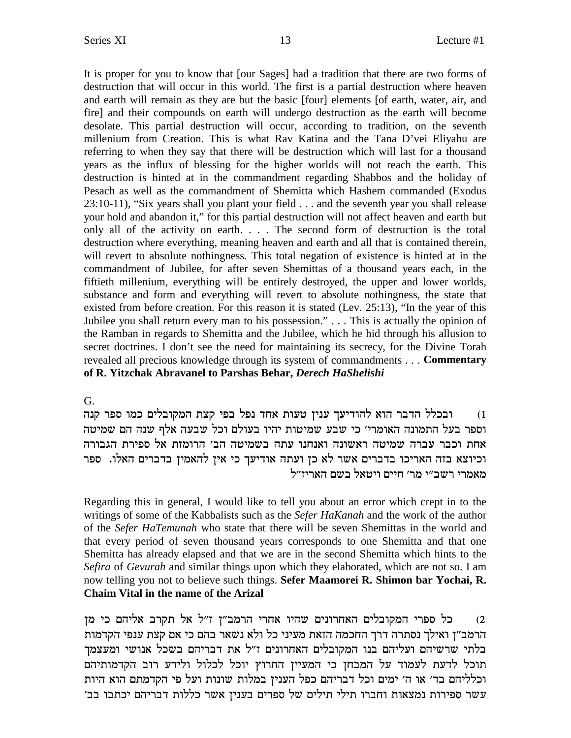It is proper for you to know that [our Sages] had a tradition that there are two forms of destruction that will occur in this world. The first is a partial destruction where heaven and earth will remain as they are but the basic [four] elements [of earth, water, air, and fire] and their compounds on earth will undergo destruction as the earth will become desolate. This partial destruction will occur, according to tradition, on the seventh millenium from Creation. This is what Rav Katina and the Tana D'vei Eliyahu are referring to when they say that there will be destruction which will last for a thousand years as the influx of blessing for the higher worlds will not reach the earth. This destruction is hinted at in the commandment regarding Shabbos and the holiday of Pesach as well as the commandment of Shemitta which Hashem commanded (Exodus 23:10-11), "Six years shall you plant your field . . . and the seventh year you shall release your hold and abandon it," for this partial destruction will not affect heaven and earth but only all of the activity on earth. . . . The second form of destruction is the total destruction where everything, meaning heaven and earth and all that is contained therein, will revert to absolute nothingness. This total negation of existence is hinted at in the commandment of Jubilee, for after seven Shemittas of a thousand years each, in the fiftieth millenium, everything will be entirely destroyed, the upper and lower worlds, substance and form and everything will revert to absolute nothingness, the state that existed from before creation. For this reason it is stated (Lev. 25:13), "In the year of this Jubilee you shall return every man to his possession." . . . This is actually the opinion of the Ramban in regards to Shemitta and the Jubilee, which he hid through his allusion to secret doctrines. I don't see the need for maintaining its secrecy, for the Divine Torah revealed all precious knowledge through its system of commandments . . . **Commentary of R. Yitzchak Abravanel to Parshas Behar, *Derech HaShelishi***

G.

(1 ובכלל הדבר הוא להודיעך ענין טעות אחד נפל בפי קצת המקובלים כמו ספר קנה וספר בעל התמונה האומרי׳ כי שבע שמיטות יהיו בעולם וכל שבעה אלף שנה הם שמיטה אחת וכבר עברה שמיטה ראשונה ואנחנו עתה בשמיטה הב׳ הרומזת אל ספירת הגבורה וכיוצא בזה האריכו בדברים אשר לא כן ועתה אודיעך כי אין להאמין בדברים האלו. ספר מאמרי רשב״י מר׳ חיים ויטאל בשם האריז״ל

Regarding this in general, I would like to tell you about an error which crept in to the writings of some of the Kabbalists such as the *Sefer HaKanah* and the work of the author of the *Sefer HaTemunah* who state that there will be seven Shemittas in the world and that every period of seven thousand years corresponds to one Shemitta and that one Shemitta has already elapsed and that we are in the second Shemitta which hints to the *Sefira* of *Gevurah* and similar things upon which they elaborated, which are not so. I am now telling you not to believe such things. **Sefer Maamorei R. Shimon bar Yochai, R. Chaim Vital in the name of the Arizal**

(2 כל ספרי המקובלים האחרונים שהיו אחרי הרמב״ן ז״ל אל תקרב אליהם כי מן הרמב״ן ואילך נסתרה דרך החכמה הזאת מעיני כל ולא נשאר בהם כי אם קצת ענפי הקדמות בלתי שרשיהם ועליהם בנו המקובלים האחרונים ז״ל את דבריהם בשכל אנושי ומעצמך תוכל לדעת לעמוד על המבחן כי המעיין החרוץ יוכל לכלול ולידע רוב הקדמותיהם וכלליהם בד׳ או ה׳ ימים וכל דבריהם כפל הענין במלות שונות ועל פי הקדמתם הוא היות עשר ספירות נמצאות וחברו תילי תילים של ספרים בענין אשר כללות דבריהם יכתבו בב׳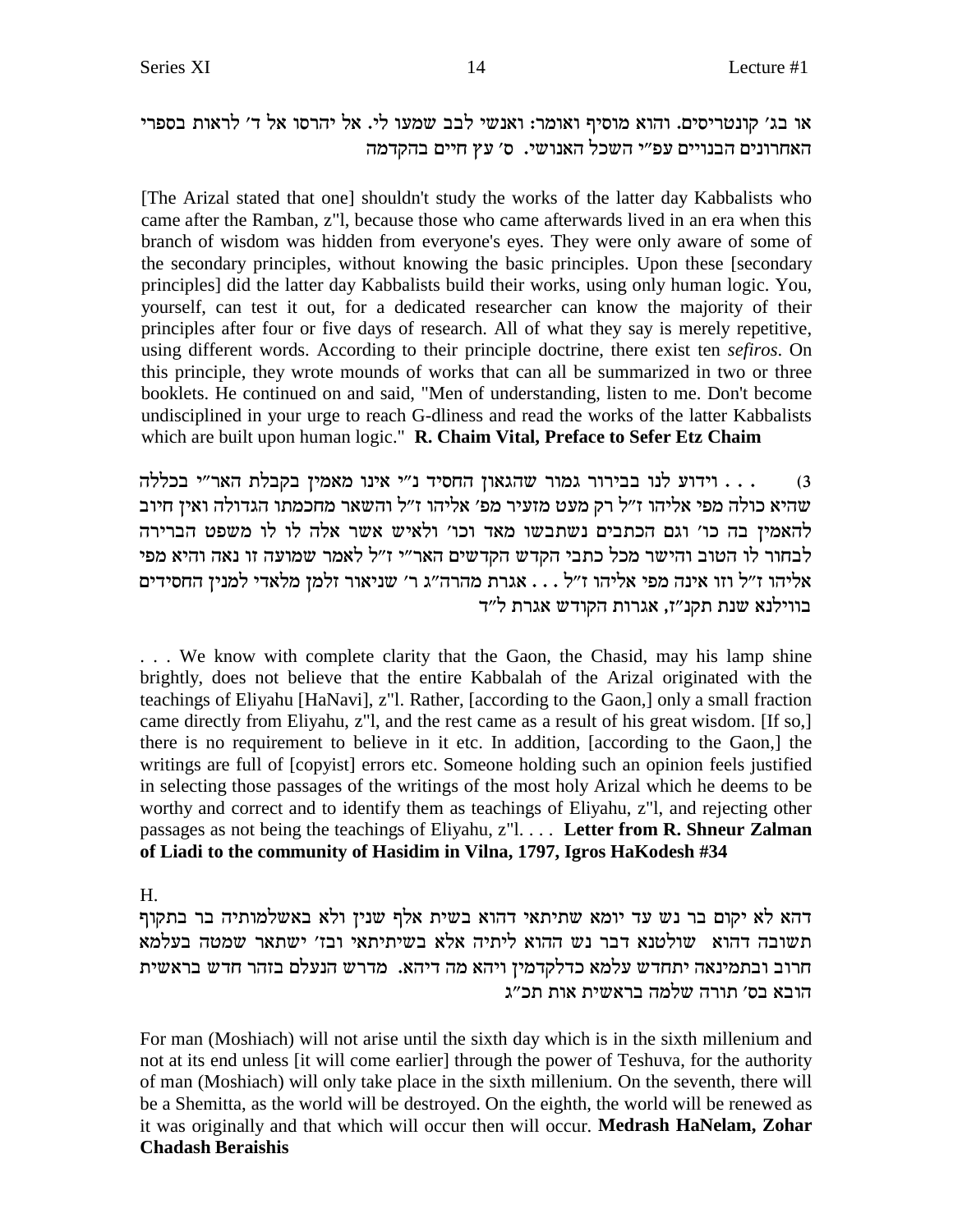או בג' קונטריסים. והוא מוסיף ואומר: ואנשי לבב שמעו לי. אל יהרסו אל ד' לראות בספרי האחרונים הבנויים עפ"י השכל האנושי. ס' עץ חיים בהקדמה

[The Arizal stated that one] shouldn't study the works of the latter day Kabbalists who came after the Ramban, z"l, because those who came afterwards lived in an era when this branch of wisdom was hidden from everyone's eyes. They were only aware of some of the secondary principles, without knowing the basic principles. Upon these [secondary principles] did the latter day Kabbalists build their works, using only human logic. You, yourself, can test it out, for a dedicated researcher can know the majority of their principles after four or five days of research. All of what they say is merely repetitive, using different words. According to their principle doctrine, there exist ten *sefiros*. On this principle, they wrote mounds of works that can all be summarized in two or three booklets. He continued on and said, "Men of understanding, listen to me. Don't become undisciplined in your urge to reach G-dliness and read the works of the latter Kabbalists which are built upon human logic." **R. Chaim Vital, Preface to Sefer Etz Chaim**

3) . . . וידוע לנו בבירור גמור שהגאון החסיד נ"י אינו מאמין בקבלת האר"י בכללה שהיא כולה מפי אליהו ז"ל רק מעט מזעיר מפ' אליהו ז"ל והשאר מחכמתו הגדולה ואין חיוב להאמין בה כו' וגם הכתבים נשתבשו מאד וכו' ולאיש אשר אלה לו לו משפט הברירה לבחור לו הטוב והישר מכל כתבי הקדש הקדשים האר"י ז"ל לאמר שמועה זו נאה והיא מפי אליהו ז"ל וזו אינה מפי אליהו ז"ל . . . אגרת מהרה"ג ר' שניאור זלמן מלאדי למנין החסידים בווילנא שנת תקנ"ז, אגרות הקודש אגרת ל"ד

. . . We know with complete clarity that the Gaon, the Chasid, may his lamp shine brightly, does not believe that the entire Kabbalah of the Arizal originated with the teachings of Eliyahu [HaNavi], z"l. Rather, [according to the Gaon,] only a small fraction came directly from Eliyahu, z"l, and the rest came as a result of his great wisdom. [If so,] there is no requirement to believe in it etc. In addition, [according to the Gaon,] the writings are full of [copyist] errors etc. Someone holding such an opinion feels justified in selecting those passages of the writings of the most holy Arizal which he deems to be worthy and correct and to identify them as teachings of Eliyahu, z"l, and rejecting other passages as not being the teachings of Eliyahu, z"l. . . . **Letter from R. Shneur Zalman of Liadi to the community of Hasidim in Vilna, 1797, Igros HaKodesh #34**

H.

דהא לא יקום בר נש עד יומא שתיתאי דהוא בשית אלף שנין ולא באשלמותיה בר בתקוף תשובה דהוא שולטנא דבר נש ההוא ליתיה אלא בשיתיתאי ובז' ישתאר שמטה בעלמא חרוב ובתמינאה יתחדש עלמא כדלקדמין ויהא מה דיהא. מדרש הנעלם בזהר חדש בראשית הובא בס' תורה שלמה בראשית אות תכ"ג

For man (Moshiach) will not arise until the sixth day which is in the sixth millenium and not at its end unless [it will come earlier] through the power of Teshuva, for the authority of man (Moshiach) will only take place in the sixth millenium. On the seventh, there will be a Shemitta, as the world will be destroyed. On the eighth, the world will be renewed as it was originally and that which will occur then will occur. **Medrash HaNelam, Zohar Chadash Beraishis**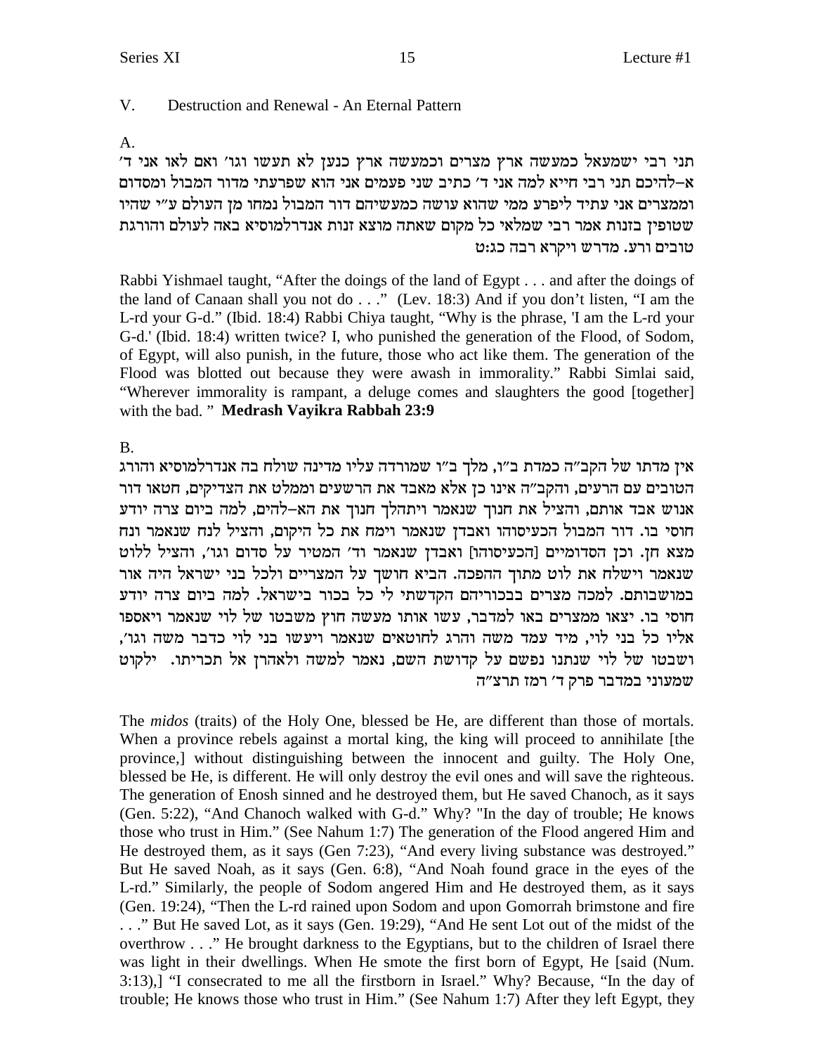## V. Destruction and Renewal - An Eternal Pattern

A.

תני רבי ישמעאל כמעשה ארץ מצרים וכמעשה ארץ כנען לא תעשו וגו׳ ואם לאו אני ד׳ א-להיכם תני רבי חייא למה אני ד׳ כתיב שני פעמים אני הוא שפרעתי מדור המבול ומסדום וממצרים אני עתיד ליפרע ממי שהוא עושה כמעשיהם דור המבול נמחו מן העולם ע״י שהיו שטופין בזנות אמר רבי שמלאי כל מקום שאתה מוצא זנות אנדרלמוסיא באה לעולם והורגת טובים ורעים. מדרש ויקרא רבה כג:ט

Rabbi Yishmael taught, "After the doings of the land of Egypt . . . and after the doings of the land of Canaan shall you not do . . ." (Lev. 18:3) And if you don't listen, "I am the L-rd your G-d." (Ibid. 18:4) Rabbi Chiya taught, "Why is the phrase, 'I am the L-rd your G-d.' (Ibid. 18:4) written twice? I, who punished the generation of the Flood, of Sodom, of Egypt, will also punish, in the future, those who act like them. The generation of the Flood was blotted out because they were awash in immorality." Rabbi Simlai said, "Wherever immorality is rampant, a deluge comes and slaughters the good [together] with the bad. " **Medrash Vayikra Rabbah 23:9**

B.

אין מדתו של הקב״ה כמדת ב״ו, מלך ב״ו שמורדה עליו מדינה שולח בה אנדרלמוסיא והורג הטובים עם הרעים, והקב״ה אינו כן אלא מאבד את הרשעים וממלט את הצדיקים, חטאו דור אנוש אבד אותם, והציל את חנוך שנאמר ויתהלך חנוך את הא-להים, למה ביום צרה יודע חוסי בו. דור המבול הכעיסוהו ואבדן שנאמר וימח את כל היקום, והציל לנח שנאמר ונח מצא חן. וכן הסדומיים [הכעיסוהו] ואבדן שנאמר וד׳ המטיר על סדום וגו׳, והציל ללוט שנאמר וישלח את לוט מתוך ההפכה. הביא חושך על המצריים ולכל בני ישראל היה אור במושבותם. למכה מצרים בבכוריהם הקדשתי לי כל בכור בישראל. למה ביום צרה יודע חוסי בו. יצאו ממצרים באו למדבר, עשו אותו מעשה חוץ משבטו של לוי שנאמר ויאספו אליו כל בני לוי, מיד עמד משה והרג לחוטאים שנאמר ויעשו בני לוי כדבר משה וגו׳, ושבטו של לוי שנתנו נפשם על קדושת השם, נאמר למשה ולאהרן אל תכריתו. ילקוט שמעוני במדבר פרק ד׳ רמז תרצ״ה

The *midos* (traits) of the Holy One, blessed be He, are different than those of mortals. When a province rebels against a mortal king, the king will proceed to annihilate [the province,] without distinguishing between the innocent and guilty. The Holy One, blessed be He, is different. He will only destroy the evil ones and will save the righteous. The generation of Enosh sinned and he destroyed them, but He saved Chanoch, as it says (Gen. 5:22), "And Chanoch walked with G-d." Why? "In the day of trouble; He knows those who trust in Him." (See Nahum 1:7) The generation of the Flood angered Him and He destroyed them, as it says (Gen 7:23), "And every living substance was destroyed." But He saved Noah, as it says (Gen. 6:8), "And Noah found grace in the eyes of the L-rd." Similarly, the people of Sodom angered Him and He destroyed them, as it says (Gen. 19:24), "Then the L-rd rained upon Sodom and upon Gomorrah brimstone and fire . . ." But He saved Lot, as it says (Gen. 19:29), "And He sent Lot out of the midst of the overthrow . . ." He brought darkness to the Egyptians, but to the children of Israel there was light in their dwellings. When He smote the first born of Egypt, He [said (Num. 3:13),] "I consecrated to me all the firstborn in Israel." Why? Because, "In the day of trouble; He knows those who trust in Him." (See Nahum 1:7) After they left Egypt, they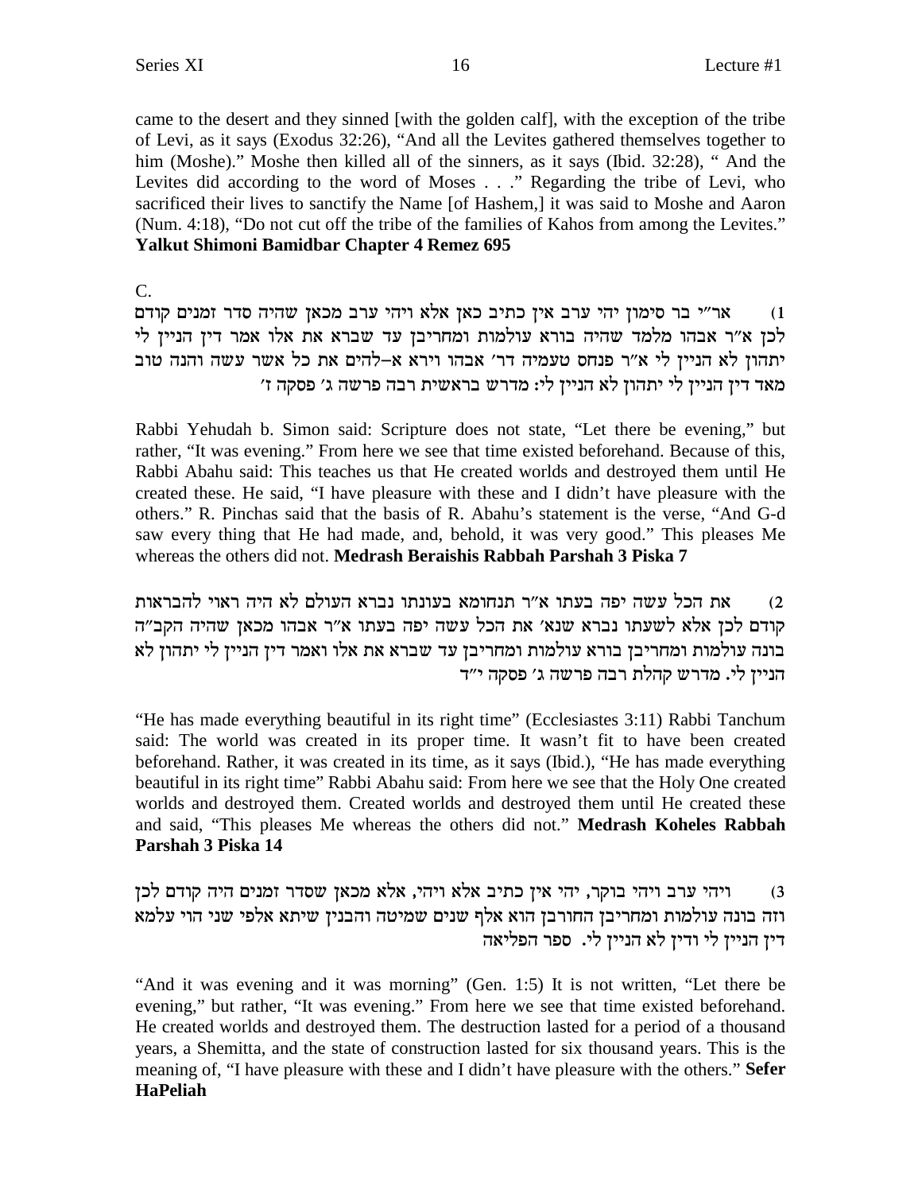came to the desert and they sinned [with the golden calf], with the exception of the tribe of Levi, as it says (Exodus 32:26), "And all the Levites gathered themselves together to him (Moshe)." Moshe then killed all of the sinners, as it says (Ibid. 32:28), " And the Levites did according to the word of Moses . . ." Regarding the tribe of Levi, who sacrificed their lives to sanctify the Name [of Hashem,] it was said to Moshe and Aaron (Num. 4:18), "Do not cut off the tribe of the families of Kahos from among the Levites." **Yalkut Shimoni Bamidbar Chapter 4 Remez 695**

C.

1) אר"י בר סימון יהי ערב אין כתיב כאן אלא ויהי ערב מכאן שהיה סדר זמנים קודם לכן א"ר אבהו מלמד שהיה בורא עולמות ומחריבן עד שברא את אלו אמר דין הניין לי יתהון לא הניין לי א"ר פנחס טעמיה דר' אבהו וירא א-להים את כל אשר עשה והנה טוב מאד דין הניין לי יתהון לא הניין לי: מדרש בראשית רבה פרשה ג' פסקה ז'

Rabbi Yehudah b. Simon said: Scripture does not state, "Let there be evening," but rather, "It was evening." From here we see that time existed beforehand. Because of this, Rabbi Abahu said: This teaches us that He created worlds and destroyed them until He created these. He said, "I have pleasure with these and I didn't have pleasure with the others." R. Pinchas said that the basis of R. Abahu's statement is the verse, "And G-d saw every thing that He had made, and, behold, it was very good." This pleases Me whereas the others did not. **Medrash Beraishis Rabbah Parshah 3 Piska 7**

2) את הכל עשה יפה בעתו א"ר תנחומא בעונתו נברא העולם לא היה ראוי להבראות קודם לכן אלא לשעתו נברא שנא' את הכל עשה יפה בעתו א"ר אבהו מכאן שהיה הקב"ה בונה עולמות ומחריבן בורא עולמות ומחריבן עד שברא את אלו ואמר דין הניין לי יתהון לא הניין לי. מדרש קהלת רבה פרשה ג' פסקה י"ד

"He has made everything beautiful in its right time" (Ecclesiastes 3:11) Rabbi Tanchum said: The world was created in its proper time. It wasn't fit to have been created beforehand. Rather, it was created in its time, as it says (Ibid.), "He has made everything beautiful in its right time" Rabbi Abahu said: From here we see that the Holy One created worlds and destroyed them. Created worlds and destroyed them until He created these and said, "This pleases Me whereas the others did not." **Medrash Koheles Rabbah Parshah 3 Piska 14**

3) ויהי ערב ויהי בוקר, יהי אין כתיב אלא ויהי, אלא מכאן שסדר זמנים היה קודם לכן וזה בונה עולמות ומחריבן החורבן הוא אלף שנים שמיטה והבנין שיתא אלפי שני הוי עלמא דין הניין לי ודין לא הניין לי. ספר הפליאה

"And it was evening and it was morning" (Gen. 1:5) It is not written, "Let there be evening," but rather, "It was evening." From here we see that time existed beforehand. He created worlds and destroyed them. The destruction lasted for a period of a thousand years, a Shemitta, and the state of construction lasted for six thousand years. This is the meaning of, "I have pleasure with these and I didn't have pleasure with the others." **Sefer HaPeliah**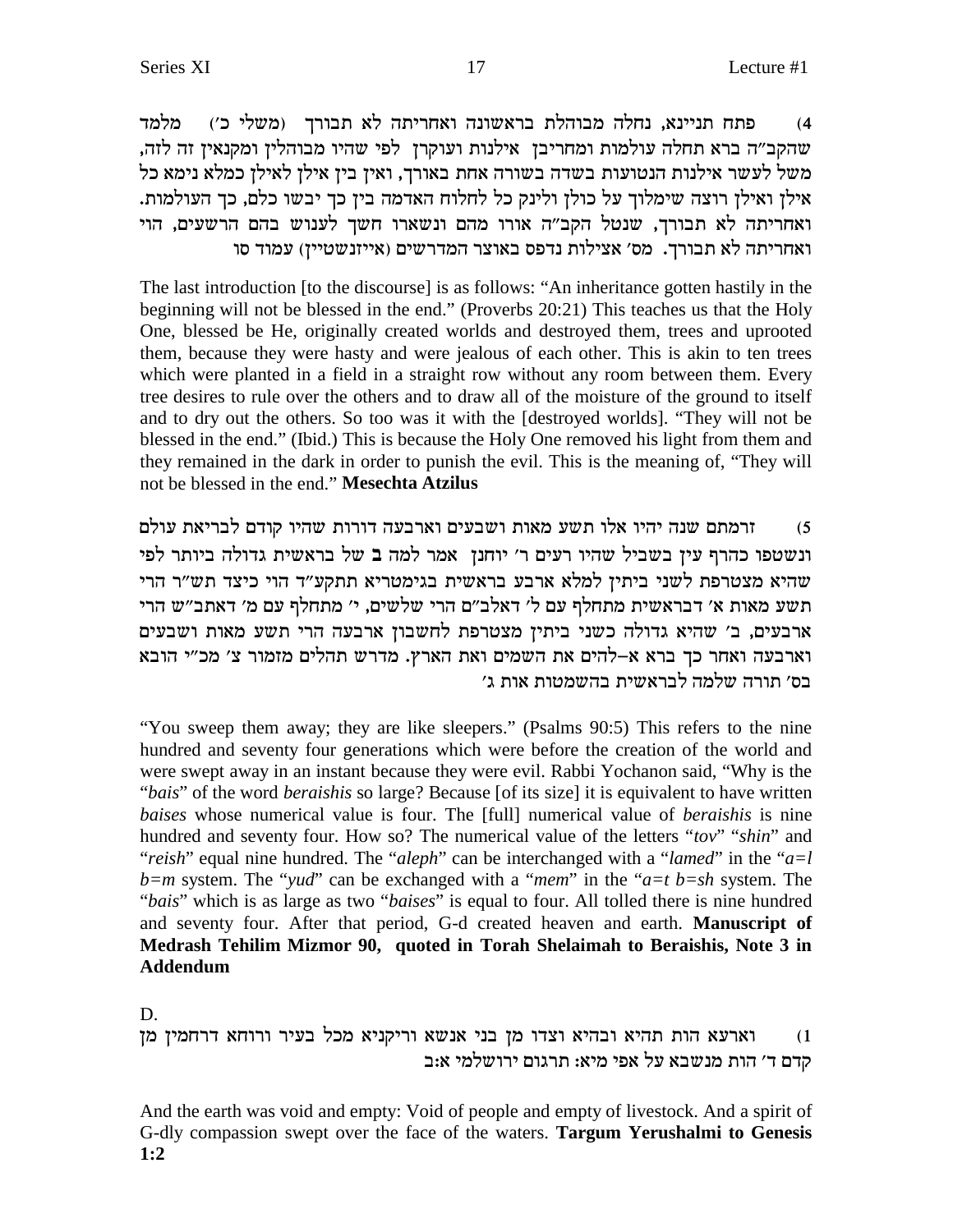4) פתח תניינא, נחלה מבוהלת בראשונה ואחריתה לא תבורך (משלי כ') מלמד שהקב"ה ברא תחלה עולמות ומחריבן אילנות ועוקרן לפי שהיו מבוהלין ומקנאין זה לזה, משל לעשר אילנות הנטועות בשדה בשורה אחת באורך, ואין בין אילן לאילן כמלא נימא כל אילן ואילן רוצה שימלוך על כולן ולינק כל לחלוח האדמה בין כך יבשו כלם, כך העולמות. ואחריתה לא תבורך, שנטל הקב"ה אורו מהם ונשארו חשך לענוש בהם הרשעים, הוי ואחריתה לא תבורך. מס' אצילות נדפס באוצר המדרשים (אייזנשטיין) עמוד סו

The last introduction [to the discourse] is as follows: "An inheritance gotten hastily in the beginning will not be blessed in the end." (Proverbs 20:21) This teaches us that the Holy One, blessed be He, originally created worlds and destroyed them, trees and uprooted them, because they were hasty and were jealous of each other. This is akin to ten trees which were planted in a field in a straight row without any room between them. Every tree desires to rule over the others and to draw all of the moisture of the ground to itself and to dry out the others. So too was it with the [destroyed worlds]. "They will not be blessed in the end." (Ibid.) This is because the Holy One removed his light from them and they remained in the dark in order to punish the evil. This is the meaning of, "They will not be blessed in the end." **Mesechta Atzilus**

5) זרמתם שנה יהיו אלו תשע מאות ושבעים וארבעה דורות שהיו קודם לבריאת עולם ונשטפו כהרף עין בשביל שהיו רעים ר' יוחנן אמר למה **ב** של בראשית גדולה ביותר לפי שהיא מצטרפת לשני ביתין למלא ארבע בראשית בגימטריא תתקע"ד הוי כיצד תש"ר הרי תשע מאות א' דבראשית מתחלף עם ל' דאלב"ם הרי שלשים, י' מתחלף עם מ' דאתב"ש הרי ארבעים, ב' שהיא גדולה כשני ביתין מצטרפת לחשבון ארבעה הרי תשע מאות ושבעים וארבעה ואחר כך ברא א–להים את השמים ואת הארץ. מדרש תהלים מזמור צ' מכ"י הובא בס' תורה שלמה לבראשית בהשמטות אות ג'

"You sweep them away; they are like sleepers." (Psalms 90:5) This refers to the nine hundred and seventy four generations which were before the creation of the world and were swept away in an instant because they were evil. Rabbi Yochanon said, "Why is the "*bais*" of the word *beraishis* so large? Because [of its size] it is equivalent to have written *baises* whose numerical value is four. The [full] numerical value of *beraishis* is nine hundred and seventy four. How so? The numerical value of the letters "*tov*" "*shin*" and "*reish*" equal nine hundred. The "*aleph*" can be interchanged with a "*lamed*" in the "*a=l b=m* system. The "*yud*" can be exchanged with a "*mem*" in the "*a=t b=sh* system. The "*bais*" which is as large as two "*baises*" is equal to four. All tolled there is nine hundred and seventy four. After that period, G-d created heaven and earth. **Manuscript of Medrash Tehilim Mizmor 90, quoted in Torah Shelaimah to Beraishis, Note 3 in Addendum**

D.

1) וארעא הות תהיא ובהיא וצדו מן בני אנשא וריקניא מכל בעיר ורוחא דרחמין מן קדם ד' הות מנשבא על אפי מיא: תרגום ירושלמי א:ב

And the earth was void and empty: Void of people and empty of livestock. And a spirit of G-dly compassion swept over the face of the waters. **Targum Yerushalmi to Genesis 1:2**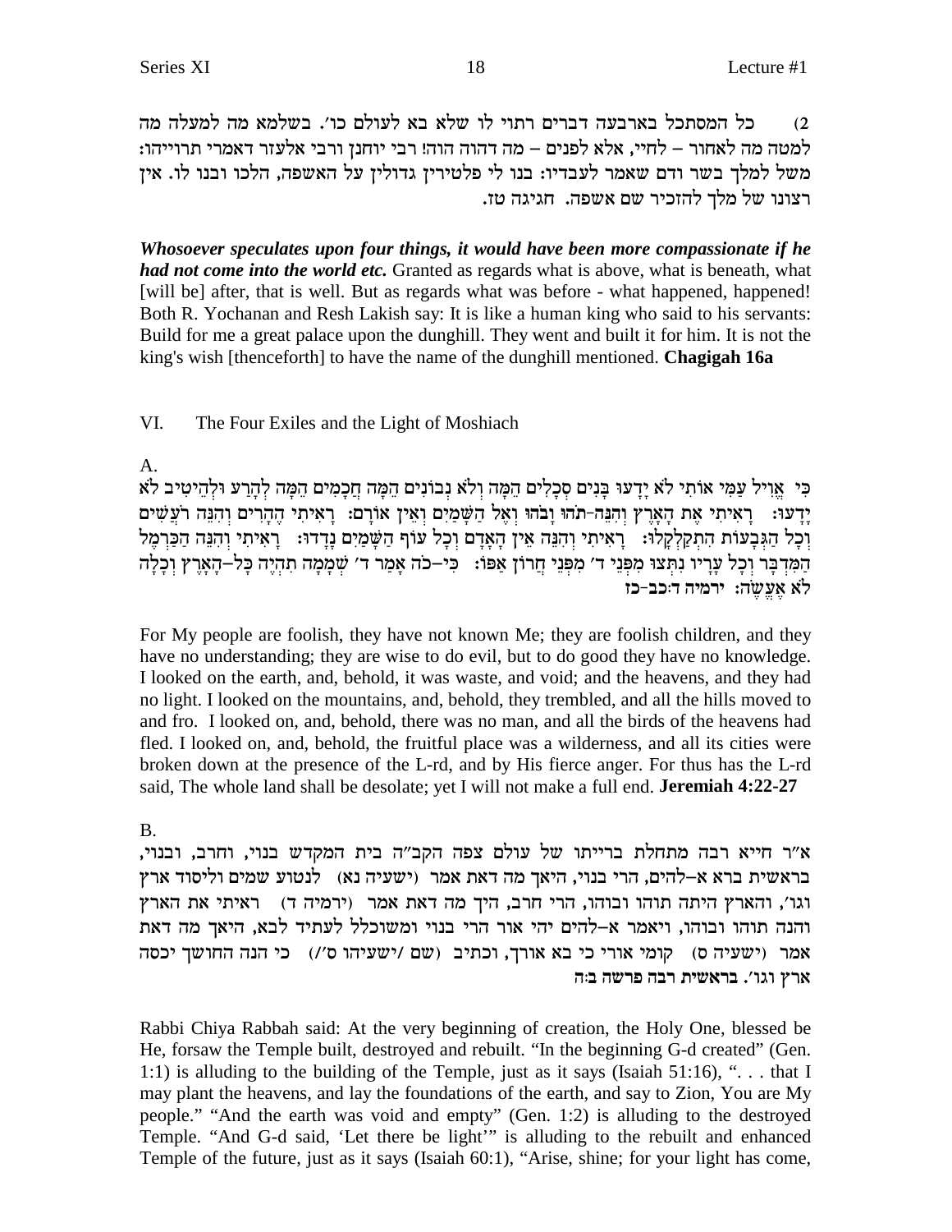2) כל המסתכל בארבעה דברים רתוי לו שלא בא לעולם כו'. בשלמא מה למעלה מה למטה מה לאחור – לחיי, אלא לפנים – מה דהוה הוה! רבי יוחנן ורבי אלעזר דאמרי תרוייהו: משל למלך בשר ודם שאמר לעבדיו: בנו לי פלטירין גדולין על האשפה, הלכו ובנו לו. אין רצונו של מלך להזכיר שם אשפה. **חגיגה טז.**

***Whosoever speculates upon four things, it would have been more compassionate if he had not come into the world etc.*** Granted as regards what is above, what is beneath, what [will be] after, that is well. But as regards what was before - what happened, happened! Both R. Yochanan and Resh Lakish say: It is like a human king who said to his servants: Build for me a great palace upon the dunghill. They went and built it for him. It is not the king's wish [thenceforth] to have the name of the dunghill mentioned. **Chagigah 16a**

VI. The Four Exiles and the Light of Moshiach

A.

כִּי אֱוִיל עַמִּי אוֹתִי לֹא יָדָעוּ בָּנִים סְכָלִים הֵמָּה וְלֹא נְבוֹנִים הֵמָּה חֲכָמִים הֵמָּה לְהָרַע וּלְהֵיטִיב לֹא יָדָעוּ: רָאִיתִי אֶת הָאָרֶץ וְהִנֵּה-תֹהוּ וָבֹהוּ וְאֶל הַשָּׁמַיִם וְאֵין אוֹרָם: רָאִיתִי הֶהָרִים וְהִנֵּה רֹעֲשִׁים וְכָל הַגְּבָעוֹת הִתְקַלְקָלוּ: רָאִיתִי וְהִנֵּה אֵין הָאָדָם וְכָל עוֹף הַשָּׁמַיִם נָדָדוּ: רָאִיתִי וְהִנֵּה הַכַּרְמֶל הַמִּדְבָּר וְכָל עָרָיו נִתְּצוּ מִפְּנֵי ד' מִפְּנֵי חֲרוֹן אַפּוֹ: כִּי–כֹה אָמַר ד' שְׁמָמָה תִהְיֶה כָּל–הָאָרֶץ וְכָלָה לֹא אֶעֱשֶׂה: **ירמיה ד:כב-כז**

For My people are foolish, they have not known Me; they are foolish children, and they have no understanding; they are wise to do evil, but to do good they have no knowledge. I looked on the earth, and, behold, it was waste, and void; and the heavens, and they had no light. I looked on the mountains, and, behold, they trembled, and all the hills moved to and fro. I looked on, and, behold, there was no man, and all the birds of the heavens had fled. I looked on, and, behold, the fruitful place was a wilderness, and all its cities were broken down at the presence of the L-rd, and by His fierce anger. For thus has the L-rd said, The whole land shall be desolate; yet I will not make a full end. **Jeremiah 4:22-27**

B.

א"ר חייא רבה מתחלת ברייתו של עולם צפה הקב"ה בית המקדש בנוי, וחרב, ובנוי, בראשית ברא א–להים, הרי בנוי, היאך מה דאת אמר (ישעיה נא) לנטוע שמים וליסוד ארץ וגו', והארץ היתה תוהו ובוהו, הרי חרב, היך מה דאת אמר (ירמיה ד) ראיתי את הארץ והנה תוהו ובוהו, ויאמר א–להים יהי אור הרי בנוי ומשוכלל לעתיד לבא, היאך מה דאת אמר (ישעיה ס) קומי אורי כי בא אורך, וכתיב (שם /ישעיהו ס'/) כי הנה החושך יכסה ארץ וגו'. **בראשית רבה פרשה ב:ה**

Rabbi Chiya Rabbah said: At the very beginning of creation, the Holy One, blessed be He, forsaw the Temple built, destroyed and rebuilt. "In the beginning G-d created" (Gen. 1:1) is alluding to the building of the Temple, just as it says (Isaiah 51:16), ". . . that I may plant the heavens, and lay the foundations of the earth, and say to Zion, You are My people." "And the earth was void and empty" (Gen. 1:2) is alluding to the destroyed Temple. "And G-d said, 'Let there be light'" is alluding to the rebuilt and enhanced Temple of the future, just as it says (Isaiah 60:1), "Arise, shine; for your light has come,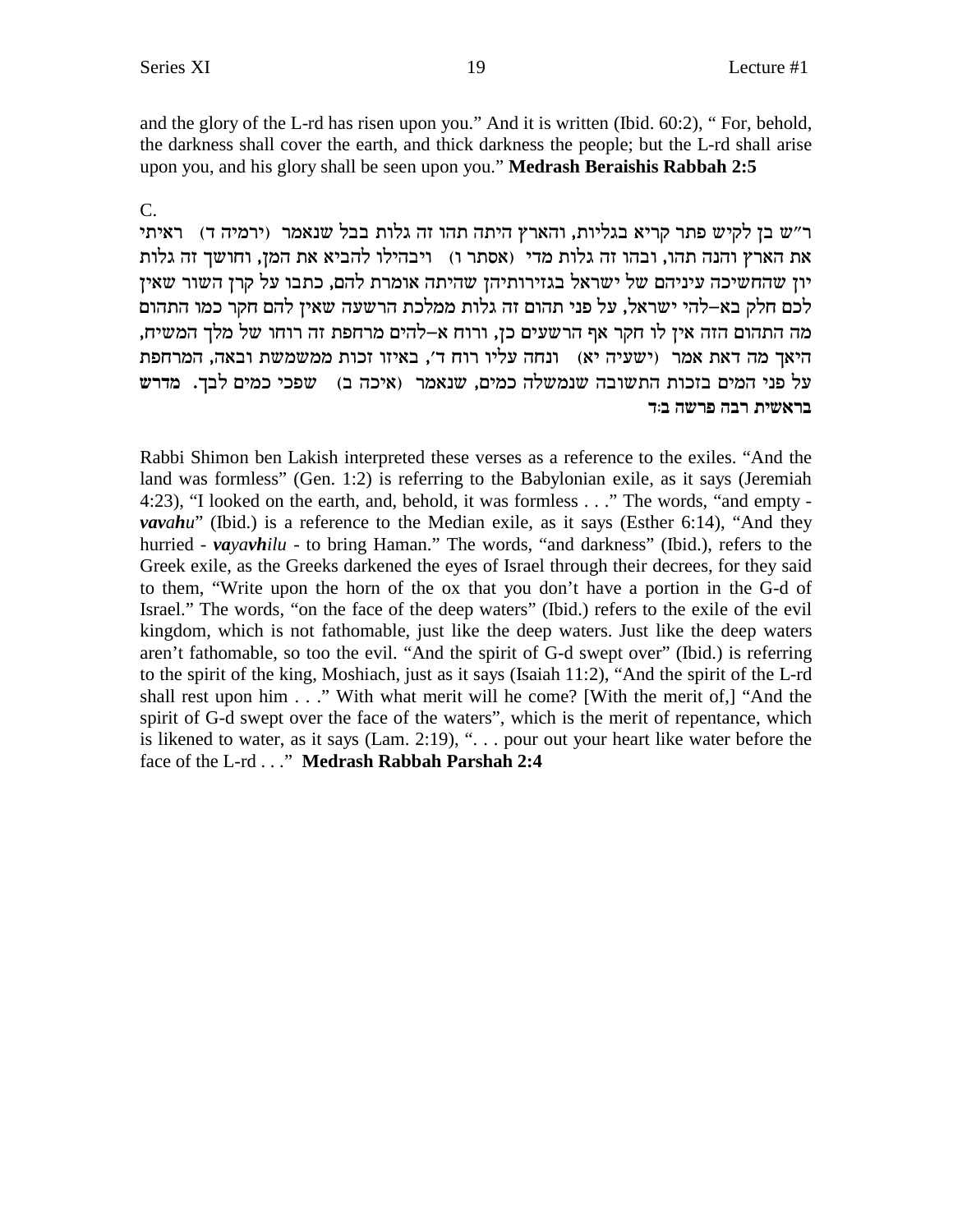and the glory of the L-rd has risen upon you." And it is written (Ibid. 60:2), " For, behold, the darkness shall cover the earth, and thick darkness the people; but the L-rd shall arise upon you, and his glory shall be seen upon you." **Medrash Beraishis Rabbah 2:5**

C.

ר"ש בן לקיש פתר קריא בגליות, והארץ היתה תהו זה גלות בבל שנאמר (ירמיה ד) ראיתי את הארץ והנה תהו, ובהו זה גלות מדי (אסתר ו) ויבהילו להביא את המן, וחושך זה גלות יון שהחשיכה עיניהם של ישראל בגזירותיהן שהיתה אומרת להם, כתבו על קרן השור שאין לכם חלק בא–להי ישראל, על פני תהום זה גלות ממלכת הרשעה שאין להם חקר כמו התהום מה התהום הזה אין לו חקר אף הרשעים כן, ורוח א–להים מרחפת זה רוחו של מלך המשיח, היאך מה דאת אמר (ישעיה יא) ונחה עליו רוח ד׳, באיזו זכות ממשמשת ובאה, המרחפת על פני המים בזכות התשובה שנמשלה כמים, שנאמר (איכה ב) שפכי כמים לבך. מדרש **בראשית רבה פרשה ב:ד**

Rabbi Shimon ben Lakish interpreted these verses as a reference to the exiles. "And the land was formless" (Gen. 1:2) is referring to the Babylonian exile, as it says (Jeremiah 4:23), "I looked on the earth, and, behold, it was formless . . ." The words, "and empty - ***va**v**ahu***" (Ibid.) is a reference to the Median exile, as it says (Esther 6:14), "And they hurried - ***va**y**avh**ilu* - to bring Haman." The words, "and darkness" (Ibid.), refers to the Greek exile, as the Greeks darkened the eyes of Israel through their decrees, for they said to them, "Write upon the horn of the ox that you don't have a portion in the G-d of Israel." The words, "on the face of the deep waters" (Ibid.) refers to the exile of the evil kingdom, which is not fathomable, just like the deep waters. Just like the deep waters aren't fathomable, so too the evil. "And the spirit of G-d swept over" (Ibid.) is referring to the spirit of the king, Moshiach, just as it says (Isaiah 11:2), "And the spirit of the L-rd shall rest upon him . . ." With what merit will he come? [With the merit of,] "And the spirit of G-d swept over the face of the waters", which is the merit of repentance, which is likened to water, as it says (Lam. 2:19), ". . . pour out your heart like water before the face of the L-rd . . ." **Medrash Rabbah Parshah 2:4**